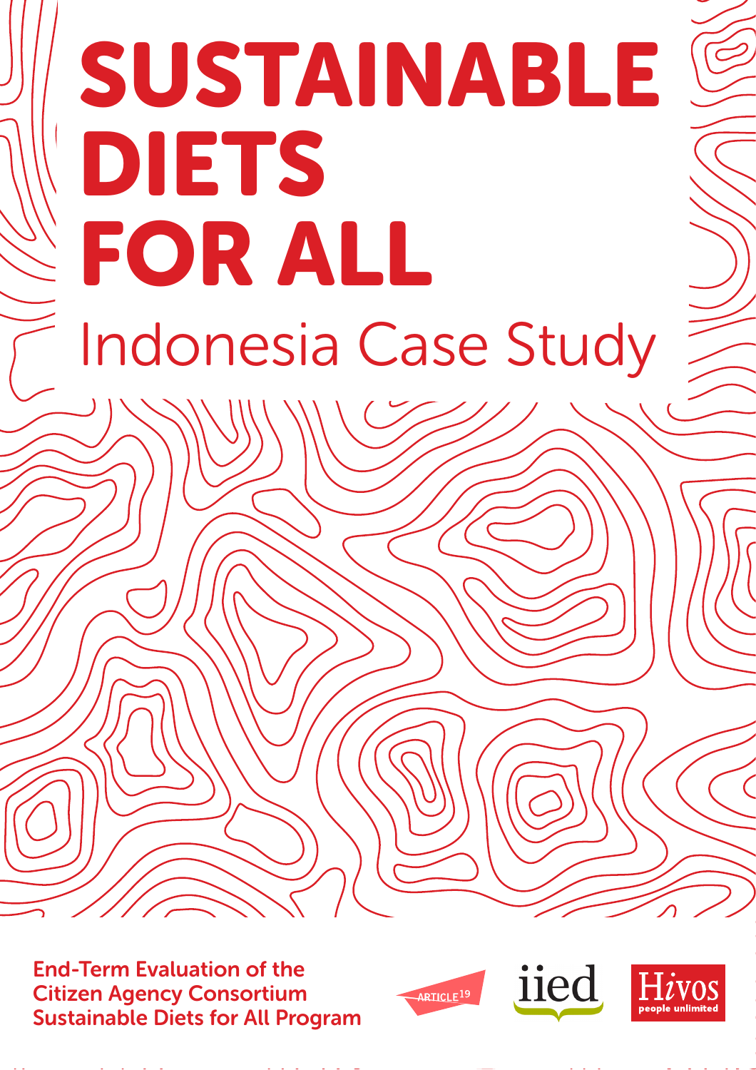# SUSTAINABLE DIETS FOR ALL

## Indonesia Case Study

**End-Term Evaluation of the Citizen Agency Consortium Sustainable Diets for All Program**

ARTICLE 19

iied

Hivos people unlimited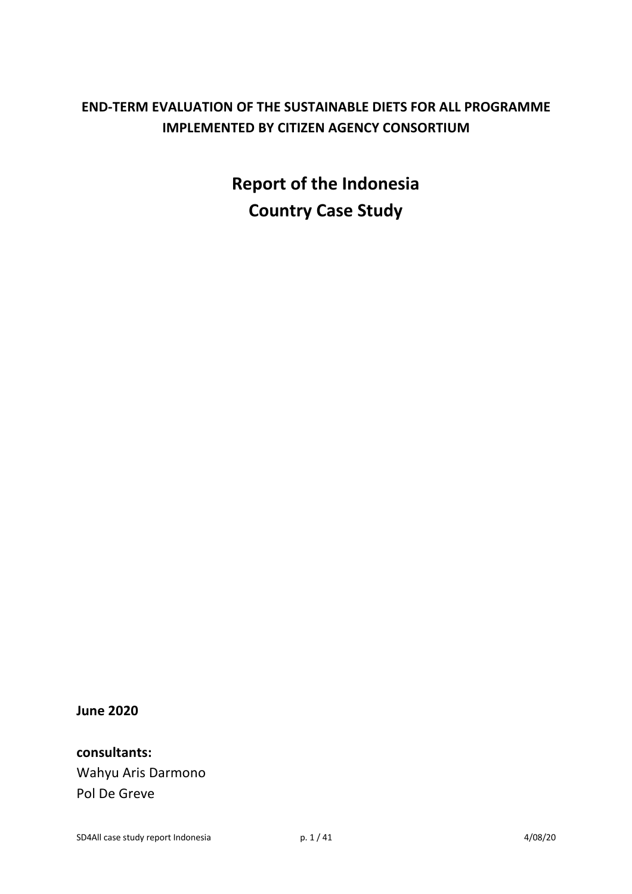**END-TERM EVALUATION OF THE SUSTAINABLE DIETS FOR ALL PROGRAMME IMPLEMENTED BY CITIZEN AGENCY CONSORTIUM**

# Report of the Indonesia Country Case Study

**June 2020**

**consultants:**

Wahyu Aris Darmono

Pol De Greve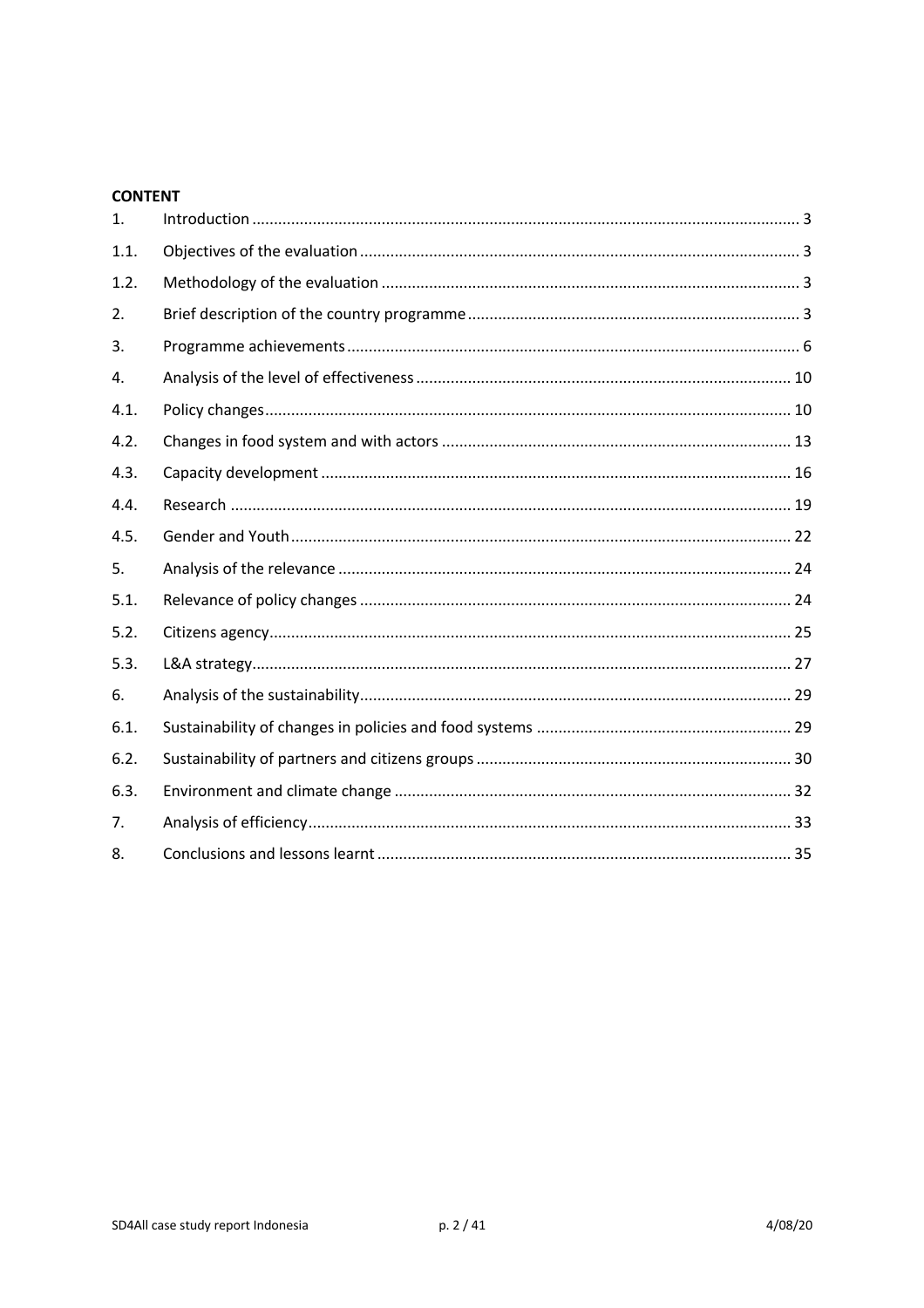**CONTENT**

| | | |
|---|---|---|
| 1. | Introduction | 3 |
| 1.1. | Objectives of the evaluation | 3 |
| 1.2. | Methodology of the evaluation | 3 |
| 2. | Brief description of the country programme | 3 |
| 3. | Programme achievements | 6 |
| 4. | Analysis of the level of effectiveness | 10 |
| 4.1. | Policy changes | 10 |
| 4.2. | Changes in food system and with actors | 13 |
| 4.3. | Capacity development | 16 |
| 4.4. | Research | 19 |
| 4.5. | Gender and Youth | 22 |
| 5. | Analysis of the relevance | 24 |
| 5.1. | Relevance of policy changes | 24 |
| 5.2. | Citizens agency | 25 |
| 5.3. | L&A strategy | 27 |
| 6. | Analysis of the sustainability | 29 |
| 6.1. | Sustainability of changes in policies and food systems | 29 |
| 6.2. | Sustainability of partners and citizens groups | 30 |
| 6.3. | Environment and climate change | 32 |
| 7. | Analysis of efficiency | 33 |
| 8. | Conclusions and lessons learnt | 35 |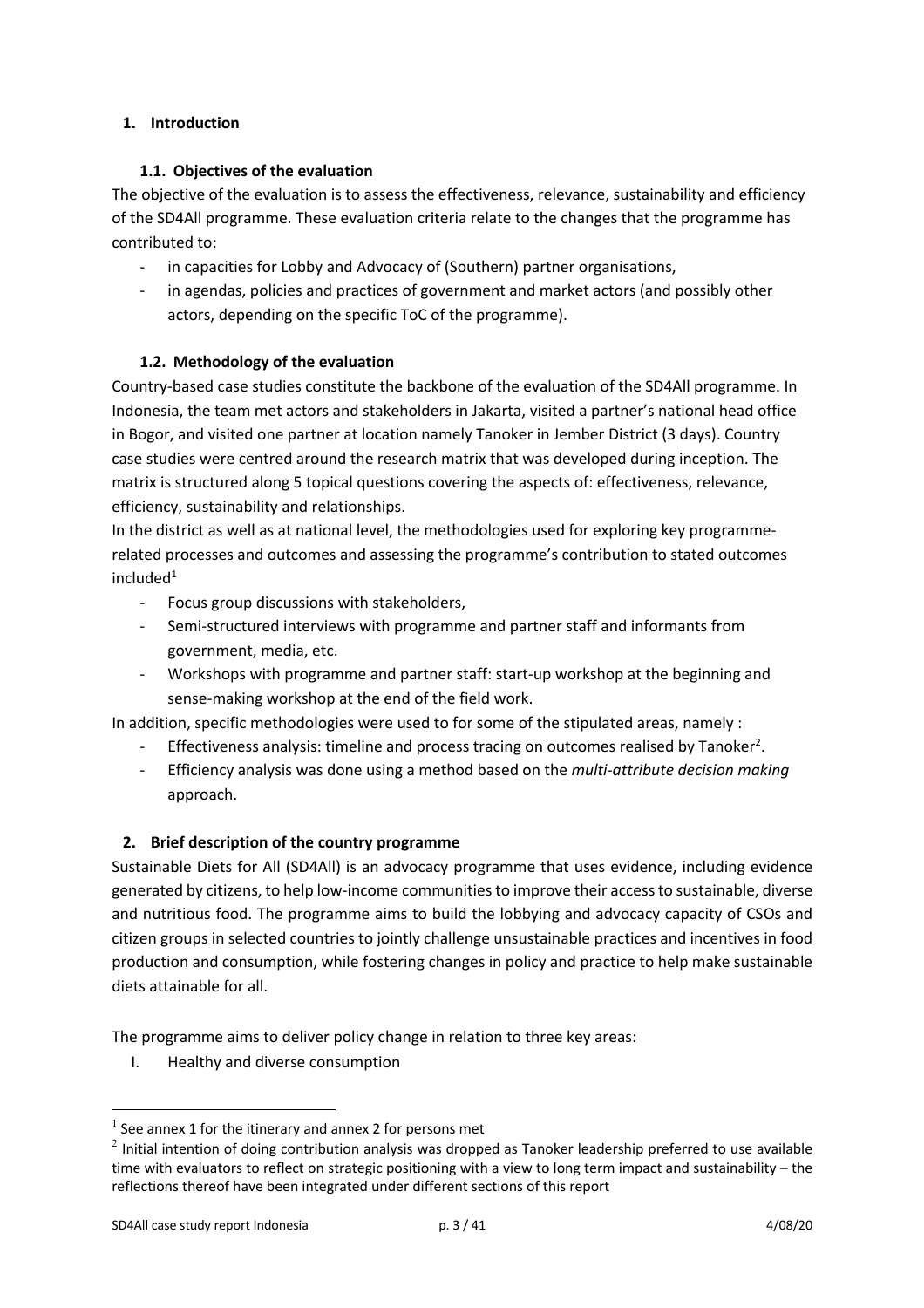## 1. Introduction

### 1.1. Objectives of the evaluation

The objective of the evaluation is to assess the effectiveness, relevance, sustainability and efficiency of the SD4All programme. These evaluation criteria relate to the changes that the programme has contributed to:

- in capacities for Lobby and Advocacy of (Southern) partner organisations,
- in agendas, policies and practices of government and market actors (and possibly other actors, depending on the specific ToC of the programme).

### 1.2. Methodology of the evaluation

Country-based case studies constitute the backbone of the evaluation of the SD4All programme. In Indonesia, the team met actors and stakeholders in Jakarta, visited a partner's national head office in Bogor, and visited one partner at location namely Tanoker in Jember District (3 days). Country case studies were centred around the research matrix that was developed during inception. The matrix is structured along 5 topical questions covering the aspects of: effectiveness, relevance, efficiency, sustainability and relationships.

In the district as well as at national level, the methodologies used for exploring key programme-related processes and outcomes and assessing the programme's contribution to stated outcomes included[1]

- Focus group discussions with stakeholders,
- Semi-structured interviews with programme and partner staff and informants from government, media, etc.
- Workshops with programme and partner staff: start-up workshop at the beginning and sense-making workshop at the end of the field work.

In addition, specific methodologies were used to for some of the stipulated areas, namely :

- Effectiveness analysis: timeline and process tracing on outcomes realised by Tanoker[2].
- Efficiency analysis was done using a method based on the *multi-attribute decision making* approach.

## 2. Brief description of the country programme

Sustainable Diets for All (SD4All) is an advocacy programme that uses evidence, including evidence generated by citizens, to help low-income communities to improve their access to sustainable, diverse and nutritious food. The programme aims to build the lobbying and advocacy capacity of CSOs and citizen groups in selected countries to jointly challenge unsustainable practices and incentives in food production and consumption, while fostering changes in policy and practice to help make sustainable diets attainable for all.

The programme aims to deliver policy change in relation to three key areas:

I. Healthy and diverse consumption

---

[1] See annex 1 for the itinerary and annex 2 for persons met

[2] Initial intention of doing contribution analysis was dropped as Tanoker leadership preferred to use available time with evaluators to reflect on strategic positioning with a view to long term impact and sustainability – the reflections thereof have been integrated under different sections of this report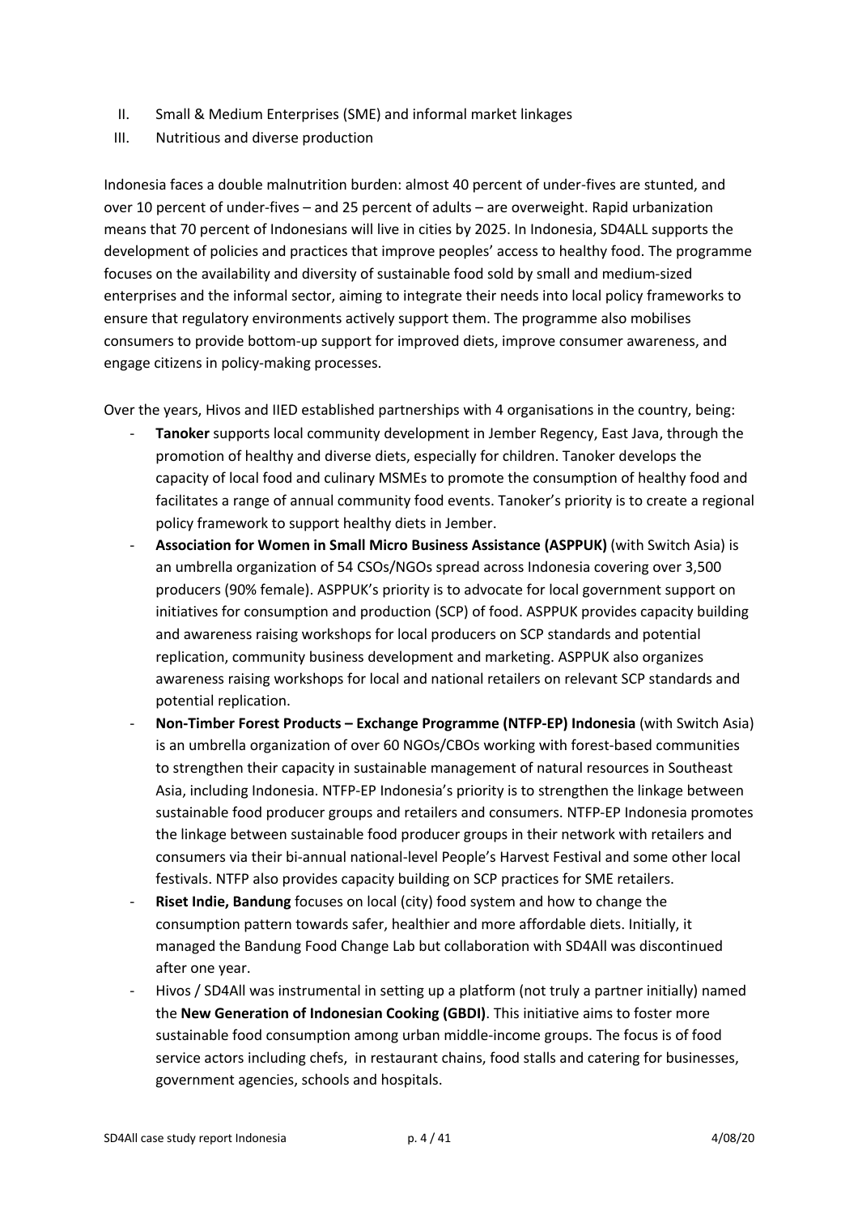II. Small & Medium Enterprises (SME) and informal market linkages
III. Nutritious and diverse production

Indonesia faces a double malnutrition burden: almost 40 percent of under-fives are stunted, and over 10 percent of under-fives – and 25 percent of adults – are overweight. Rapid urbanization means that 70 percent of Indonesians will live in cities by 2025. In Indonesia, SD4ALL supports the development of policies and practices that improve peoples' access to healthy food. The programme focuses on the availability and diversity of sustainable food sold by small and medium-sized enterprises and the informal sector, aiming to integrate their needs into local policy frameworks to ensure that regulatory environments actively support them. The programme also mobilises consumers to provide bottom-up support for improved diets, improve consumer awareness, and engage citizens in policy-making processes.

Over the years, Hivos and IIED established partnerships with 4 organisations in the country, being:

- **Tanoker** supports local community development in Jember Regency, East Java, through the promotion of healthy and diverse diets, especially for children. Tanoker develops the capacity of local food and culinary MSMEs to promote the consumption of healthy food and facilitates a range of annual community food events. Tanoker's priority is to create a regional policy framework to support healthy diets in Jember.
- **Association for Women in Small Micro Business Assistance (ASPPUK)** (with Switch Asia) is an umbrella organization of 54 CSOs/NGOs spread across Indonesia covering over 3,500 producers (90% female). ASPPUK's priority is to advocate for local government support on initiatives for consumption and production (SCP) of food. ASPPUK provides capacity building and awareness raising workshops for local producers on SCP standards and potential replication, community business development and marketing. ASPPUK also organizes awareness raising workshops for local and national retailers on relevant SCP standards and potential replication.
- **Non-Timber Forest Products – Exchange Programme (NTFP-EP) Indonesia** (with Switch Asia) is an umbrella organization of over 60 NGOs/CBOs working with forest-based communities to strengthen their capacity in sustainable management of natural resources in Southeast Asia, including Indonesia. NTFP-EP Indonesia's priority is to strengthen the linkage between sustainable food producer groups and retailers and consumers. NTFP-EP Indonesia promotes the linkage between sustainable food producer groups in their network with retailers and consumers via their bi-annual national-level People's Harvest Festival and some other local festivals. NTFP also provides capacity building on SCP practices for SME retailers.
- **Riset Indie, Bandung** focuses on local (city) food system and how to change the consumption pattern towards safer, healthier and more affordable diets. Initially, it managed the Bandung Food Change Lab but collaboration with SD4All was discontinued after one year.
- Hivos / SD4All was instrumental in setting up a platform (not truly a partner initially) named the **New Generation of Indonesian Cooking (GBDI)**. This initiative aims to foster more sustainable food consumption among urban middle-income groups. The focus is of food service actors including chefs, in restaurant chains, food stalls and catering for businesses, government agencies, schools and hospitals.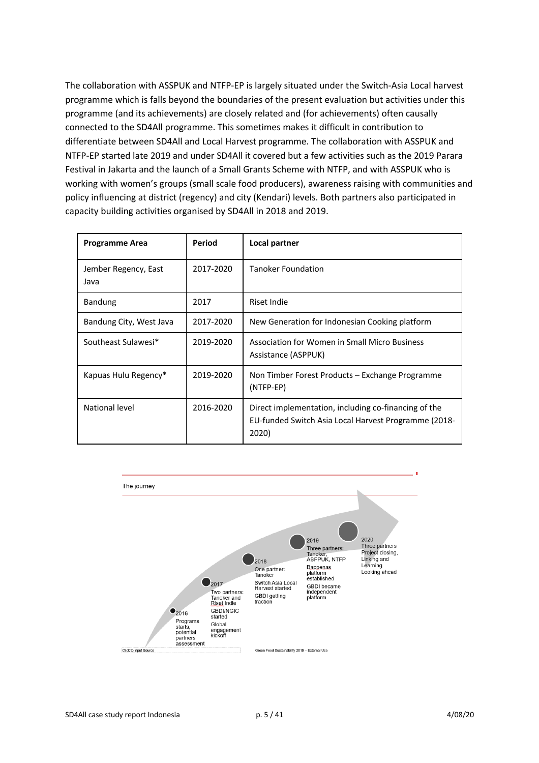The collaboration with ASSPUK and NTFP-EP is largely situated under the Switch-Asia Local harvest programme which is falls beyond the boundaries of the present evaluation but activities under this programme (and its achievements) are closely related and (for achievements) often causally connected to the SD4All programme. This sometimes makes it difficult in contribution to differentiate between SD4All and Local Harvest programme. The collaboration with ASSPUK and NTFP-EP started late 2019 and under SD4All it covered but a few activities such as the 2019 Parara Festival in Jakarta and the launch of a Small Grants Scheme with NTFP, and with ASSPUK who is working with women's groups (small scale food producers), awareness raising with communities and policy influencing at district (regency) and city (Kendari) levels. Both partners also participated in capacity building activities organised by SD4All in 2018 and 2019.

| Programme Area | Period | Local partner |
|---|---|---|
| Jember Regency, East Java | 2017-2020 | Tanoker Foundation |
| Bandung | 2017 | Riset Indie |
| Bandung City, West Java | 2017-2020 | New Generation for Indonesian Cooking platform |
| Southeast Sulawesi* | 2019-2020 | Association for Women in Small Micro Business Assistance (ASPPUK) |
| Kapuas Hulu Regency* | 2019-2020 | Non Timber Forest Products – Exchange Programme (NTFP-EP) |
| National level | 2016-2020 | Direct implementation, including co-financing of the EU-funded Switch Asia Local Harvest Programme (2018-2020) |

The journey

2016 – Programs starts, potential partners assessment

2017 – Two partners: Tanoker and Riset Indie; GBDI/NGIC started; Global engagement kickoff

2018 – One partner: Tanoker; Switch Asia Local Harvest started; GBDI getting traction

2019 – Three partners: Tanoker, ASPPUK, NTFP; Bappenas platform established; GBDI became independent platform

2020 – Three partners; Project closing, Linking and Learning; Looking ahead

Click to input Source

Green Food Sustainability 2019 – External Use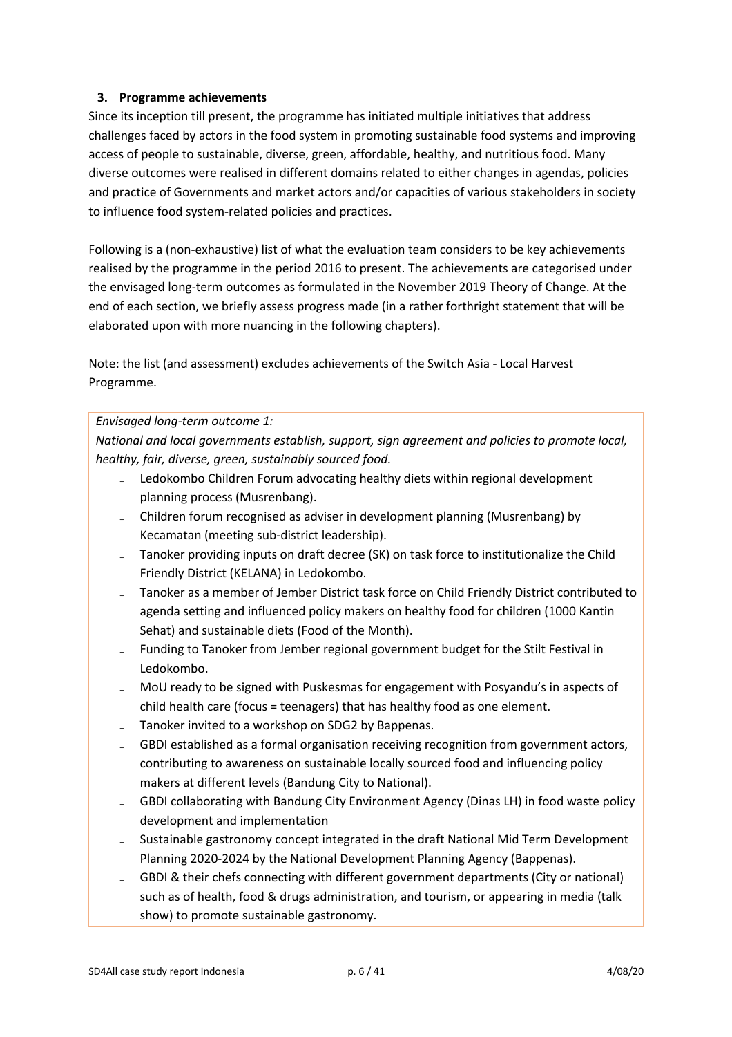### 3. Programme achievements

Since its inception till present, the programme has initiated multiple initiatives that address challenges faced by actors in the food system in promoting sustainable food systems and improving access of people to sustainable, diverse, green, affordable, healthy, and nutritious food. Many diverse outcomes were realised in different domains related to either changes in agendas, policies and practice of Governments and market actors and/or capacities of various stakeholders in society to influence food system-related policies and practices.

Following is a (non-exhaustive) list of what the evaluation team considers to be key achievements realised by the programme in the period 2016 to present. The achievements are categorised under the envisaged long-term outcomes as formulated in the November 2019 Theory of Change. At the end of each section, we briefly assess progress made (in a rather forthright statement that will be elaborated upon with more nuancing in the following chapters).

Note: the list (and assessment) excludes achievements of the Switch Asia - Local Harvest Programme.

*Envisaged long-term outcome 1:*
*National and local governments establish, support, sign agreement and policies to promote local, healthy, fair, diverse, green, sustainably sourced food.*

- Ledokombo Children Forum advocating healthy diets within regional development planning process (Musrenbang).
- Children forum recognised as adviser in development planning (Musrenbang) by Kecamatan (meeting sub-district leadership).
- Tanoker providing inputs on draft decree (SK) on task force to institutionalize the Child Friendly District (KELANA) in Ledokombo.
- Tanoker as a member of Jember District task force on Child Friendly District contributed to agenda setting and influenced policy makers on healthy food for children (1000 Kantin Sehat) and sustainable diets (Food of the Month).
- Funding to Tanoker from Jember regional government budget for the Stilt Festival in Ledokombo.
- MoU ready to be signed with Puskesmas for engagement with Posyandu's in aspects of child health care (focus = teenagers) that has healthy food as one element.
- Tanoker invited to a workshop on SDG2 by Bappenas.
- GBDI established as a formal organisation receiving recognition from government actors, contributing to awareness on sustainable locally sourced food and influencing policy makers at different levels (Bandung City to National).
- GBDI collaborating with Bandung City Environment Agency (Dinas LH) in food waste policy development and implementation
- Sustainable gastronomy concept integrated in the draft National Mid Term Development Planning 2020-2024 by the National Development Planning Agency (Bappenas).
- GBDI & their chefs connecting with different government departments (City or national) such as of health, food & drugs administration, and tourism, or appearing in media (talk show) to promote sustainable gastronomy.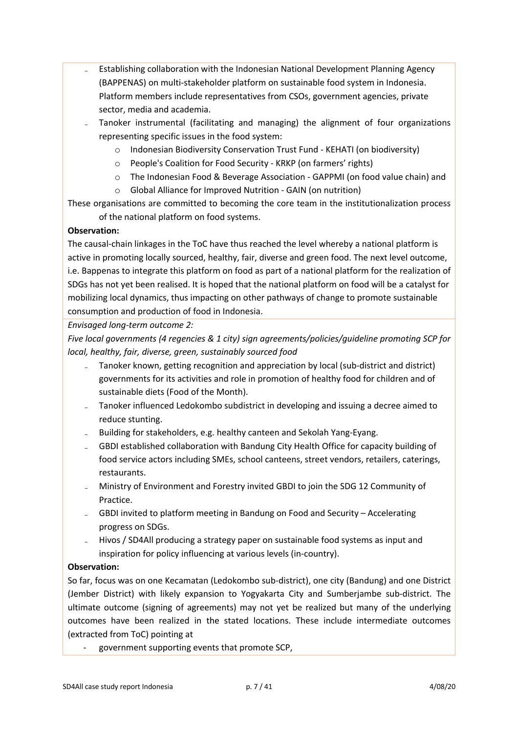- Establishing collaboration with the Indonesian National Development Planning Agency (BAPPENAS) on multi-stakeholder platform on sustainable food system in Indonesia. Platform members include representatives from CSOs, government agencies, private sector, media and academia.
- Tanoker instrumental (facilitating and managing) the alignment of four organizations representing specific issues in the food system:
    - Indonesian Biodiversity Conservation Trust Fund - KEHATI (on biodiversity)
    - People's Coalition for Food Security - KRKP (on farmers' rights)
    - The Indonesian Food & Beverage Association - GAPPMI (on food value chain) and
    - Global Alliance for Improved Nutrition - GAIN (on nutrition)

These organisations are committed to becoming the core team in the institutionalization process of the national platform on food systems.

**Observation:**

The causal-chain linkages in the ToC have thus reached the level whereby a national platform is active in promoting locally sourced, healthy, fair, diverse and green food. The next level outcome, i.e. Bappenas to integrate this platform on food as part of a national platform for the realization of SDGs has not yet been realised. It is hoped that the national platform on food will be a catalyst for mobilizing local dynamics, thus impacting on other pathways of change to promote sustainable consumption and production of food in Indonesia.

*Envisaged long-term outcome 2:*

*Five local governments (4 regencies & 1 city) sign agreements/policies/guideline promoting SCP for local, healthy, fair, diverse, green, sustainably sourced food*

- Tanoker known, getting recognition and appreciation by local (sub-district and district) governments for its activities and role in promotion of healthy food for children and of sustainable diets (Food of the Month).
- Tanoker influenced Ledokombo subdistrict in developing and issuing a decree aimed to reduce stunting.
- Building for stakeholders, e.g. healthy canteen and Sekolah Yang-Eyang.
- GBDI established collaboration with Bandung City Health Office for capacity building of food service actors including SMEs, school canteens, street vendors, retailers, caterings, restaurants.
- Ministry of Environment and Forestry invited GBDI to join the SDG 12 Community of Practice.
- GBDI invited to platform meeting in Bandung on Food and Security – Accelerating progress on SDGs.
- Hivos / SD4All producing a strategy paper on sustainable food systems as input and inspiration for policy influencing at various levels (in-country).

**Observation:**

So far, focus was on one Kecamatan (Ledokombo sub-district), one city (Bandung) and one District (Jember District) with likely expansion to Yogyakarta City and Sumberjambe sub-district. The ultimate outcome (signing of agreements) may not yet be realized but many of the underlying outcomes have been realized in the stated locations. These include intermediate outcomes (extracted from ToC) pointing at

- government supporting events that promote SCP,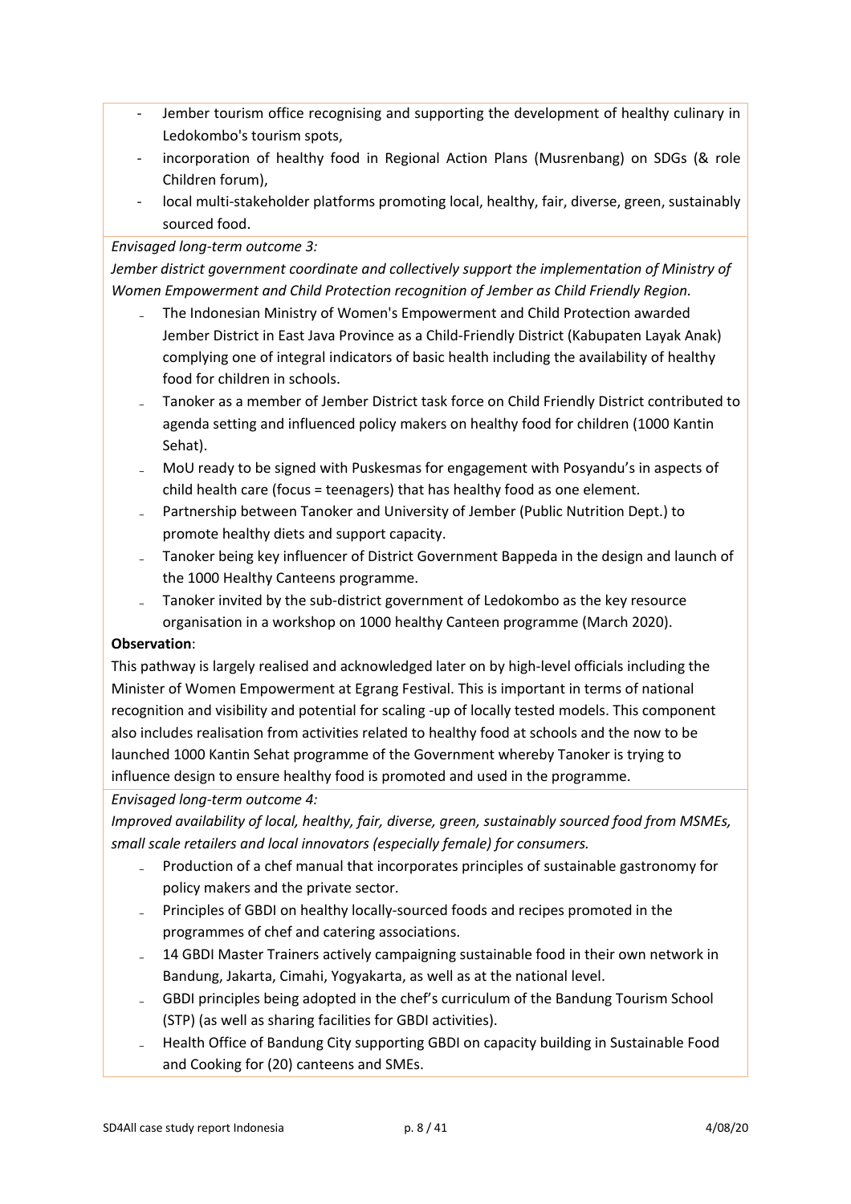- Jember tourism office recognising and supporting the development of healthy culinary in Ledokombo's tourism spots,
- incorporation of healthy food in Regional Action Plans (Musrenbang) on SDGs (& role Children forum),
- local multi-stakeholder platforms promoting local, healthy, fair, diverse, green, sustainably sourced food.

*Envisaged long-term outcome 3:*
*Jember district government coordinate and collectively support the implementation of Ministry of Women Empowerment and Child Protection recognition of Jember as Child Friendly Region.*

- The Indonesian Ministry of Women's Empowerment and Child Protection awarded Jember District in East Java Province as a Child-Friendly District (Kabupaten Layak Anak) complying one of integral indicators of basic health including the availability of healthy food for children in schools.
- Tanoker as a member of Jember District task force on Child Friendly District contributed to agenda setting and influenced policy makers on healthy food for children (1000 Kantin Sehat).
- MoU ready to be signed with Puskesmas for engagement with Posyandu's in aspects of child health care (focus = teenagers) that has healthy food as one element.
- Partnership between Tanoker and University of Jember (Public Nutrition Dept.) to promote healthy diets and support capacity.
- Tanoker being key influencer of District Government Bappeda in the design and launch of the 1000 Healthy Canteens programme.
- Tanoker invited by the sub-district government of Ledokombo as the key resource organisation in a workshop on 1000 healthy Canteen programme (March 2020).

**Observation**:
This pathway is largely realised and acknowledged later on by high-level officials including the Minister of Women Empowerment at Egrang Festival. This is important in terms of national recognition and visibility and potential for scaling -up of locally tested models. This component also includes realisation from activities related to healthy food at schools and the now to be launched 1000 Kantin Sehat programme of the Government whereby Tanoker is trying to influence design to ensure healthy food is promoted and used in the programme.

*Envisaged long-term outcome 4:*
*Improved availability of local, healthy, fair, diverse, green, sustainably sourced food from MSMEs, small scale retailers and local innovators (especially female) for consumers.*

- Production of a chef manual that incorporates principles of sustainable gastronomy for policy makers and the private sector.
- Principles of GBDI on healthy locally-sourced foods and recipes promoted in the programmes of chef and catering associations.
- 14 GBDI Master Trainers actively campaigning sustainable food in their own network in Bandung, Jakarta, Cimahi, Yogyakarta, as well as at the national level.
- GBDI principles being adopted in the chef's curriculum of the Bandung Tourism School (STP) (as well as sharing facilities for GBDI activities).
- Health Office of Bandung City supporting GBDI on capacity building in Sustainable Food and Cooking for (20) canteens and SMEs.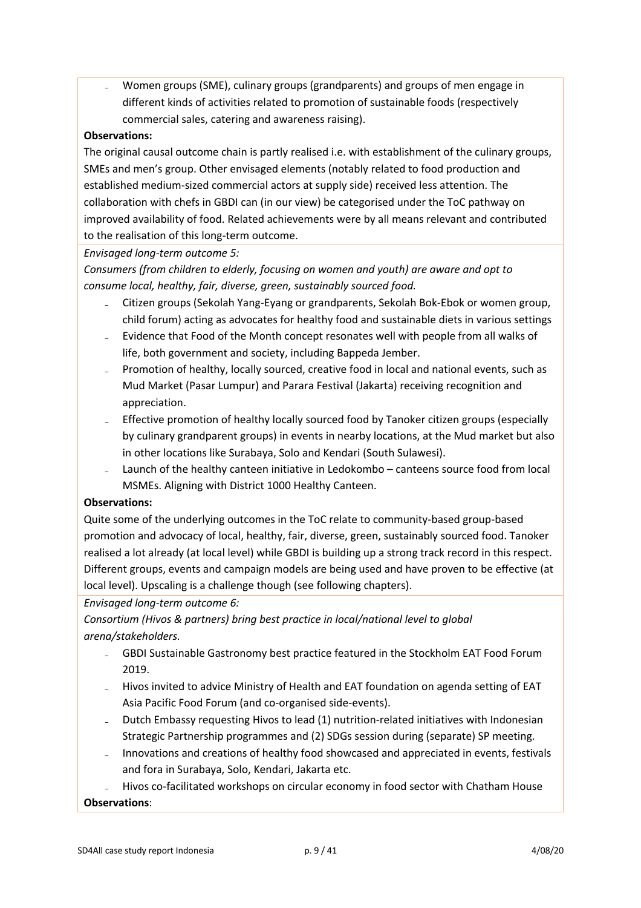- Women groups (SME), culinary groups (grandparents) and groups of men engage in different kinds of activities related to promotion of sustainable foods (respectively commercial sales, catering and awareness raising).

**Observations:**

The original causal outcome chain is partly realised i.e. with establishment of the culinary groups, SMEs and men's group. Other envisaged elements (notably related to food production and established medium-sized commercial actors at supply side) received less attention. The collaboration with chefs in GBDI can (in our view) be categorised under the ToC pathway on improved availability of food. Related achievements were by all means relevant and contributed to the realisation of this long-term outcome.

*Envisaged long-term outcome 5:*

*Consumers (from children to elderly, focusing on women and youth) are aware and opt to consume local, healthy, fair, diverse, green, sustainably sourced food.*

- Citizen groups (Sekolah Yang-Eyang or grandparents, Sekolah Bok-Ebok or women group, child forum) acting as advocates for healthy food and sustainable diets in various settings
- Evidence that Food of the Month concept resonates well with people from all walks of life, both government and society, including Bappeda Jember.
- Promotion of healthy, locally sourced, creative food in local and national events, such as Mud Market (Pasar Lumpur) and Parara Festival (Jakarta) receiving recognition and appreciation.
- Effective promotion of healthy locally sourced food by Tanoker citizen groups (especially by culinary grandparent groups) in events in nearby locations, at the Mud market but also in other locations like Surabaya, Solo and Kendari (South Sulawesi).
- Launch of the healthy canteen initiative in Ledokombo – canteens source food from local MSMEs. Aligning with District 1000 Healthy Canteen.

**Observations:**

Quite some of the underlying outcomes in the ToC relate to community-based group-based promotion and advocacy of local, healthy, fair, diverse, green, sustainably sourced food. Tanoker realised a lot already (at local level) while GBDI is building up a strong track record in this respect. Different groups, events and campaign models are being used and have proven to be effective (at local level). Upscaling is a challenge though (see following chapters).

*Envisaged long-term outcome 6:*

*Consortium (Hivos & partners) bring best practice in local/national level to global arena/stakeholders.*

- GBDI Sustainable Gastronomy best practice featured in the Stockholm EAT Food Forum 2019.
- Hivos invited to advice Ministry of Health and EAT foundation on agenda setting of EAT Asia Pacific Food Forum (and co-organised side-events).
- Dutch Embassy requesting Hivos to lead (1) nutrition-related initiatives with Indonesian Strategic Partnership programmes and (2) SDGs session during (separate) SP meeting.
- Innovations and creations of healthy food showcased and appreciated in events, festivals and fora in Surabaya, Solo, Kendari, Jakarta etc.
- Hivos co-facilitated workshops on circular economy in food sector with Chatham House

**Observations**: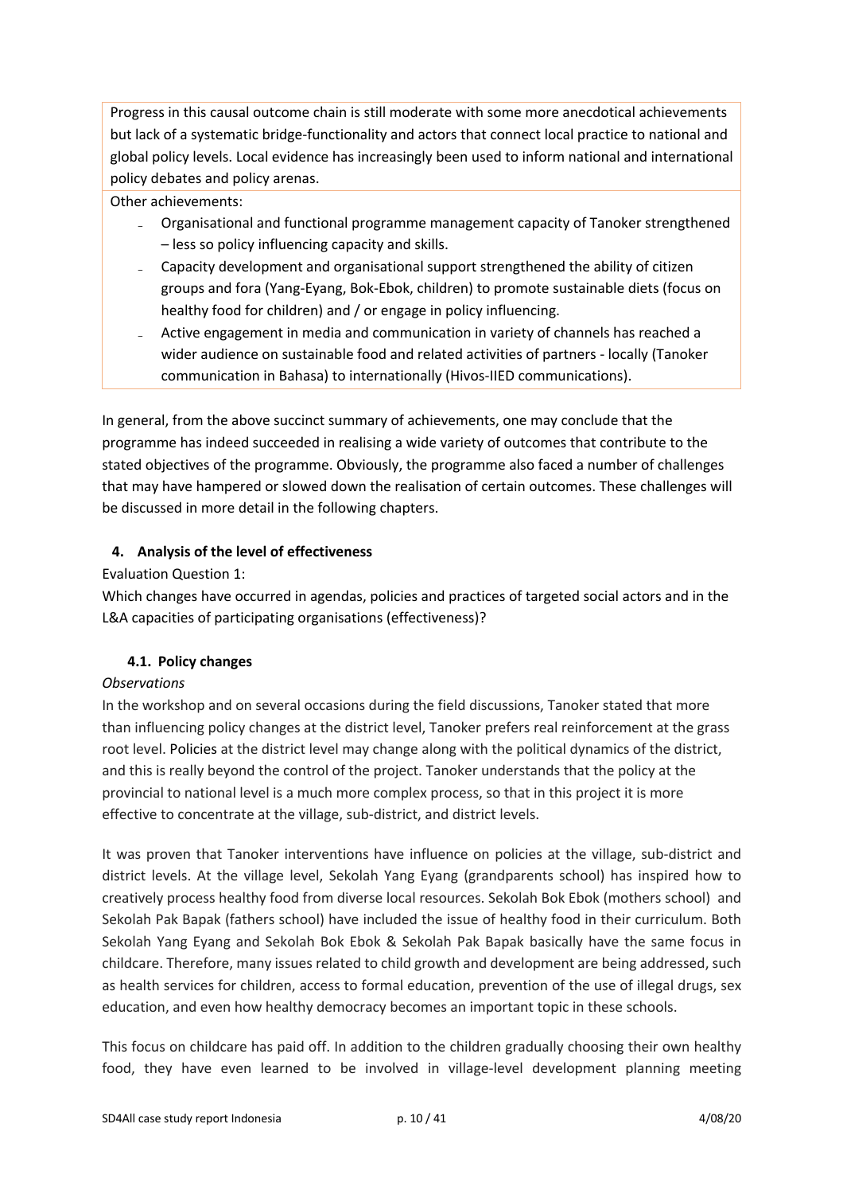Progress in this causal outcome chain is still moderate with some more anecdotical achievements but lack of a systematic bridge-functionality and actors that connect local practice to national and global policy levels. Local evidence has increasingly been used to inform national and international policy debates and policy arenas.

Other achievements:

- Organisational and functional programme management capacity of Tanoker strengthened – less so policy influencing capacity and skills.
- Capacity development and organisational support strengthened the ability of citizen groups and fora (Yang-Eyang, Bok-Ebok, children) to promote sustainable diets (focus on healthy food for children) and / or engage in policy influencing.
- Active engagement in media and communication in variety of channels has reached a wider audience on sustainable food and related activities of partners - locally (Tanoker communication in Bahasa) to internationally (Hivos-IIED communications).

In general, from the above succinct summary of achievements, one may conclude that the programme has indeed succeeded in realising a wide variety of outcomes that contribute to the stated objectives of the programme. Obviously, the programme also faced a number of challenges that may have hampered or slowed down the realisation of certain outcomes. These challenges will be discussed in more detail in the following chapters.

## 4. Analysis of the level of effectiveness

Evaluation Question 1:

Which changes have occurred in agendas, policies and practices of targeted social actors and in the L&A capacities of participating organisations (effectiveness)?

### 4.1. Policy changes

*Observations*

In the workshop and on several occasions during the field discussions, Tanoker stated that more than influencing policy changes at the district level, Tanoker prefers real reinforcement at the grass root level. Policies at the district level may change along with the political dynamics of the district, and this is really beyond the control of the project. Tanoker understands that the policy at the provincial to national level is a much more complex process, so that in this project it is more effective to concentrate at the village, sub-district, and district levels.

It was proven that Tanoker interventions have influence on policies at the village, sub-district and district levels. At the village level, Sekolah Yang Eyang (grandparents school) has inspired how to creatively process healthy food from diverse local resources. Sekolah Bok Ebok (mothers school) and Sekolah Pak Bapak (fathers school) have included the issue of healthy food in their curriculum. Both Sekolah Yang Eyang and Sekolah Bok Ebok & Sekolah Pak Bapak basically have the same focus in childcare. Therefore, many issues related to child growth and development are being addressed, such as health services for children, access to formal education, prevention of the use of illegal drugs, sex education, and even how healthy democracy becomes an important topic in these schools.

This focus on childcare has paid off. In addition to the children gradually choosing their own healthy food, they have even learned to be involved in village-level development planning meeting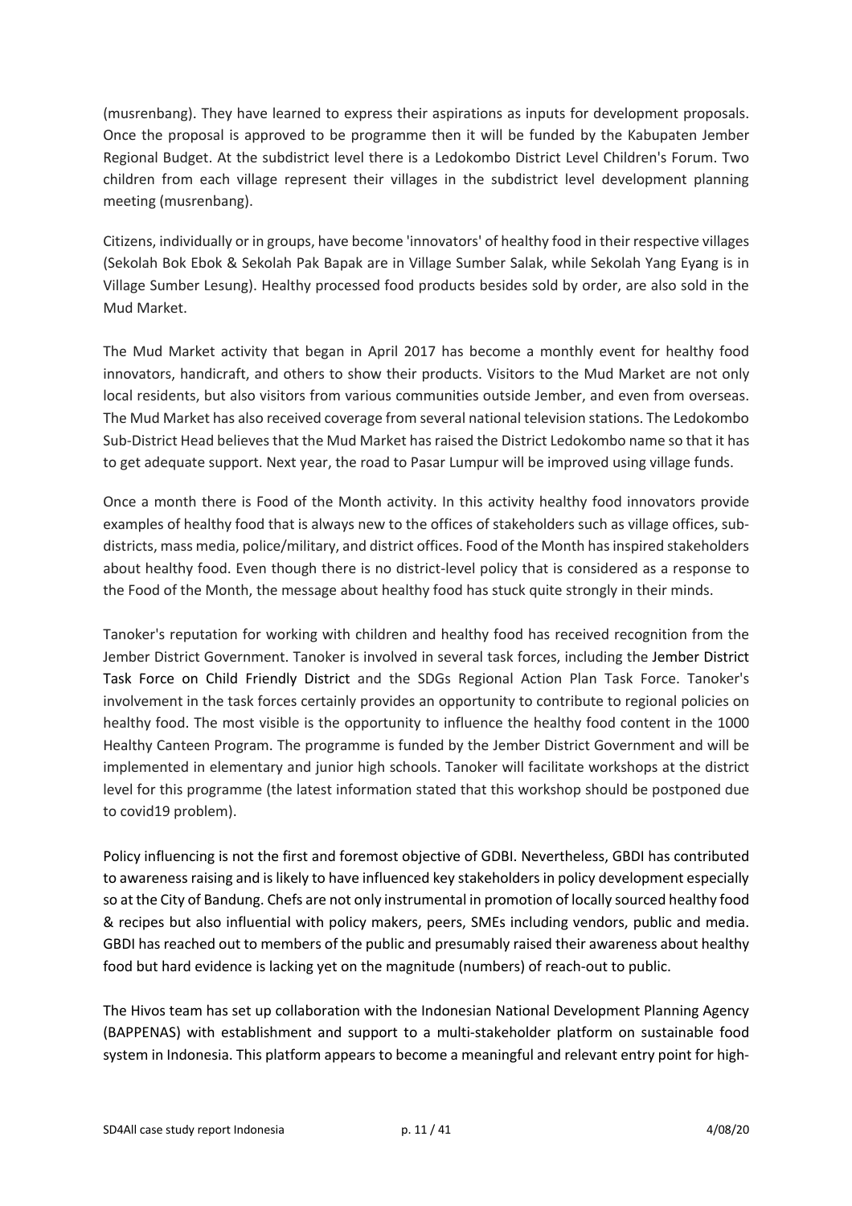(musrenbang). They have learned to express their aspirations as inputs for development proposals. Once the proposal is approved to be programme then it will be funded by the Kabupaten Jember Regional Budget. At the subdistrict level there is a Ledokombo District Level Children's Forum. Two children from each village represent their villages in the subdistrict level development planning meeting (musrenbang).

Citizens, individually or in groups, have become 'innovators' of healthy food in their respective villages (Sekolah Bok Ebok & Sekolah Pak Bapak are in Village Sumber Salak, while Sekolah Yang Eyang is in Village Sumber Lesung). Healthy processed food products besides sold by order, are also sold in the Mud Market.

The Mud Market activity that began in April 2017 has become a monthly event for healthy food innovators, handicraft, and others to show their products. Visitors to the Mud Market are not only local residents, but also visitors from various communities outside Jember, and even from overseas. The Mud Market has also received coverage from several national television stations. The Ledokombo Sub-District Head believes that the Mud Market has raised the District Ledokombo name so that it has to get adequate support. Next year, the road to Pasar Lumpur will be improved using village funds.

Once a month there is Food of the Month activity. In this activity healthy food innovators provide examples of healthy food that is always new to the offices of stakeholders such as village offices, sub-districts, mass media, police/military, and district offices. Food of the Month has inspired stakeholders about healthy food. Even though there is no district-level policy that is considered as a response to the Food of the Month, the message about healthy food has stuck quite strongly in their minds.

Tanoker's reputation for working with children and healthy food has received recognition from the Jember District Government. Tanoker is involved in several task forces, including the Jember District Task Force on Child Friendly District and the SDGs Regional Action Plan Task Force. Tanoker's involvement in the task forces certainly provides an opportunity to contribute to regional policies on healthy food. The most visible is the opportunity to influence the healthy food content in the 1000 Healthy Canteen Program. The programme is funded by the Jember District Government and will be implemented in elementary and junior high schools. Tanoker will facilitate workshops at the district level for this programme (the latest information stated that this workshop should be postponed due to covid19 problem).

Policy influencing is not the first and foremost objective of GDBI. Nevertheless, GBDI has contributed to awareness raising and is likely to have influenced key stakeholders in policy development especially so at the City of Bandung. Chefs are not only instrumental in promotion of locally sourced healthy food & recipes but also influential with policy makers, peers, SMEs including vendors, public and media. GBDI has reached out to members of the public and presumably raised their awareness about healthy food but hard evidence is lacking yet on the magnitude (numbers) of reach-out to public.

The Hivos team has set up collaboration with the Indonesian National Development Planning Agency (BAPPENAS) with establishment and support to a multi-stakeholder platform on sustainable food system in Indonesia. This platform appears to become a meaningful and relevant entry point for high-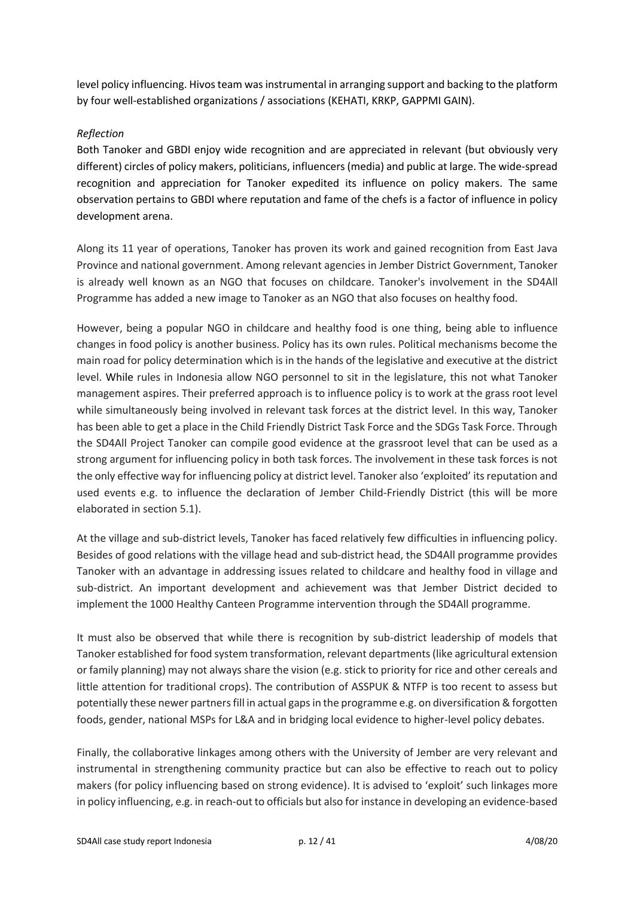level policy influencing. Hivos team was instrumental in arranging support and backing to the platform by four well-established organizations / associations (KEHATI, KRKP, GAPPMI GAIN).

*Reflection*

Both Tanoker and GBDI enjoy wide recognition and are appreciated in relevant (but obviously very different) circles of policy makers, politicians, influencers (media) and public at large. The wide-spread recognition and appreciation for Tanoker expedited its influence on policy makers. The same observation pertains to GBDI where reputation and fame of the chefs is a factor of influence in policy development arena.

Along its 11 year of operations, Tanoker has proven its work and gained recognition from East Java Province and national government. Among relevant agencies in Jember District Government, Tanoker is already well known as an NGO that focuses on childcare. Tanoker's involvement in the SD4All Programme has added a new image to Tanoker as an NGO that also focuses on healthy food.

However, being a popular NGO in childcare and healthy food is one thing, being able to influence changes in food policy is another business. Policy has its own rules. Political mechanisms become the main road for policy determination which is in the hands of the legislative and executive at the district level. While rules in Indonesia allow NGO personnel to sit in the legislature, this not what Tanoker management aspires. Their preferred approach is to influence policy is to work at the grass root level while simultaneously being involved in relevant task forces at the district level. In this way, Tanoker has been able to get a place in the Child Friendly District Task Force and the SDGs Task Force. Through the SD4All Project Tanoker can compile good evidence at the grassroot level that can be used as a strong argument for influencing policy in both task forces. The involvement in these task forces is not the only effective way for influencing policy at district level. Tanoker also 'exploited' its reputation and used events e.g. to influence the declaration of Jember Child-Friendly District (this will be more elaborated in section 5.1).

At the village and sub-district levels, Tanoker has faced relatively few difficulties in influencing policy. Besides of good relations with the village head and sub-district head, the SD4All programme provides Tanoker with an advantage in addressing issues related to childcare and healthy food in village and sub-district. An important development and achievement was that Jember District decided to implement the 1000 Healthy Canteen Programme intervention through the SD4All programme.

It must also be observed that while there is recognition by sub-district leadership of models that Tanoker established for food system transformation, relevant departments (like agricultural extension or family planning) may not always share the vision (e.g. stick to priority for rice and other cereals and little attention for traditional crops). The contribution of ASSPUK & NTFP is too recent to assess but potentially these newer partners fill in actual gaps in the programme e.g. on diversification & forgotten foods, gender, national MSPs for L&A and in bridging local evidence to higher-level policy debates.

Finally, the collaborative linkages among others with the University of Jember are very relevant and instrumental in strengthening community practice but can also be effective to reach out to policy makers (for policy influencing based on strong evidence). It is advised to 'exploit' such linkages more in policy influencing, e.g. in reach-out to officials but also for instance in developing an evidence-based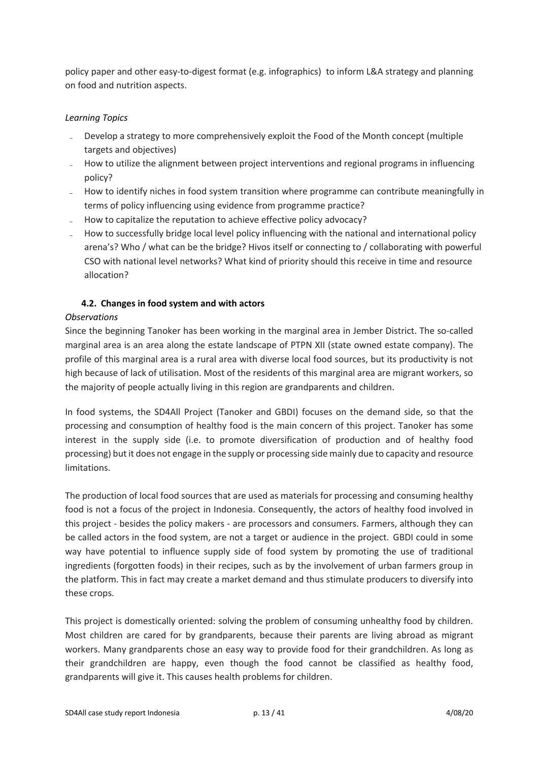policy paper and other easy-to-digest format (e.g. infographics) to inform L&A strategy and planning on food and nutrition aspects.

*Learning Topics*

- Develop a strategy to more comprehensively exploit the Food of the Month concept (multiple targets and objectives)
- How to utilize the alignment between project interventions and regional programs in influencing policy?
- How to identify niches in food system transition where programme can contribute meaningfully in terms of policy influencing using evidence from programme practice?
- How to capitalize the reputation to achieve effective policy advocacy?
- How to successfully bridge local level policy influencing with the national and international policy arena's? Who / what can be the bridge? Hivos itself or connecting to / collaborating with powerful CSO with national level networks? What kind of priority should this receive in time and resource allocation?

### 4.2. Changes in food system and with actors

*Observations*

Since the beginning Tanoker has been working in the marginal area in Jember District. The so-called marginal area is an area along the estate landscape of PTPN XII (state owned estate company). The profile of this marginal area is a rural area with diverse local food sources, but its productivity is not high because of lack of utilisation. Most of the residents of this marginal area are migrant workers, so the majority of people actually living in this region are grandparents and children.

In food systems, the SD4All Project (Tanoker and GBDI) focuses on the demand side, so that the processing and consumption of healthy food is the main concern of this project. Tanoker has some interest in the supply side (i.e. to promote diversification of production and of healthy food processing) but it does not engage in the supply or processing side mainly due to capacity and resource limitations.

The production of local food sources that are used as materials for processing and consuming healthy food is not a focus of the project in Indonesia. Consequently, the actors of healthy food involved in this project - besides the policy makers - are processors and consumers. Farmers, although they can be called actors in the food system, are not a target or audience in the project. GBDI could in some way have potential to influence supply side of food system by promoting the use of traditional ingredients (forgotten foods) in their recipes, such as by the involvement of urban farmers group in the platform. This in fact may create a market demand and thus stimulate producers to diversify into these crops.

This project is domestically oriented: solving the problem of consuming unhealthy food by children. Most children are cared for by grandparents, because their parents are living abroad as migrant workers. Many grandparents chose an easy way to provide food for their grandchildren. As long as their grandchildren are happy, even though the food cannot be classified as healthy food, grandparents will give it. This causes health problems for children.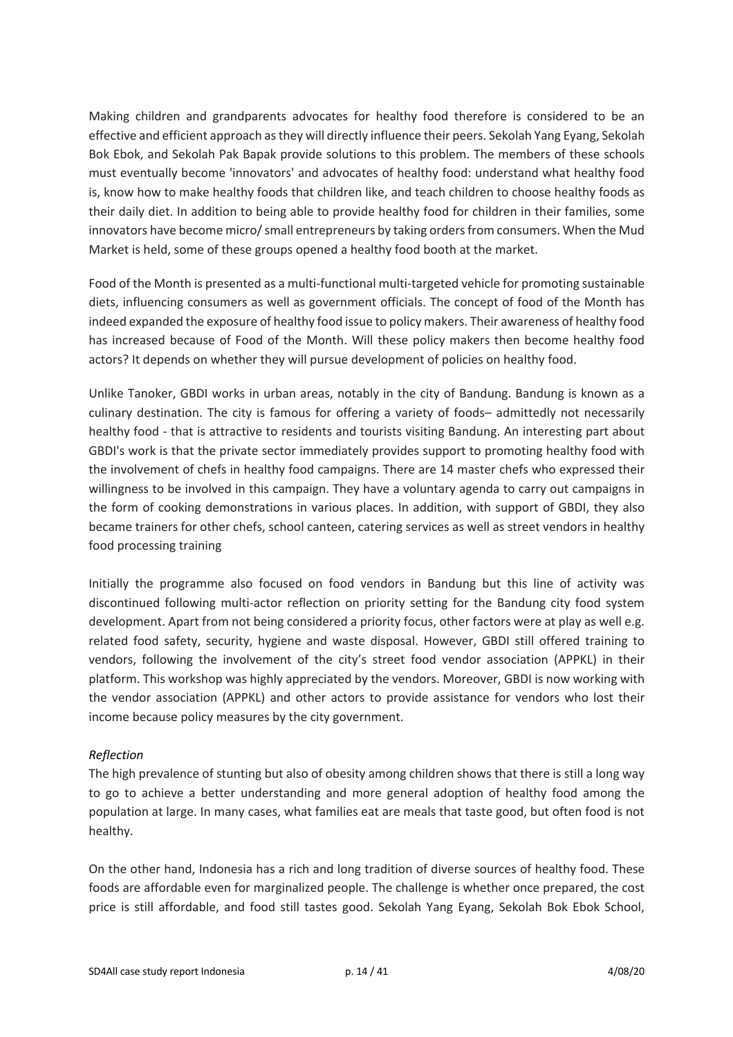Making children and grandparents advocates for healthy food therefore is considered to be an effective and efficient approach as they will directly influence their peers. Sekolah Yang Eyang, Sekolah Bok Ebok, and Sekolah Pak Bapak provide solutions to this problem. The members of these schools must eventually become 'innovators' and advocates of healthy food: understand what healthy food is, know how to make healthy foods that children like, and teach children to choose healthy foods as their daily diet. In addition to being able to provide healthy food for children in their families, some innovators have become micro/ small entrepreneurs by taking orders from consumers. When the Mud Market is held, some of these groups opened a healthy food booth at the market.

Food of the Month is presented as a multi-functional multi-targeted vehicle for promoting sustainable diets, influencing consumers as well as government officials. The concept of food of the Month has indeed expanded the exposure of healthy food issue to policy makers. Their awareness of healthy food has increased because of Food of the Month. Will these policy makers then become healthy food actors? It depends on whether they will pursue development of policies on healthy food.

Unlike Tanoker, GBDI works in urban areas, notably in the city of Bandung. Bandung is known as a culinary destination. The city is famous for offering a variety of foods– admittedly not necessarily healthy food - that is attractive to residents and tourists visiting Bandung. An interesting part about GBDI's work is that the private sector immediately provides support to promoting healthy food with the involvement of chefs in healthy food campaigns. There are 14 master chefs who expressed their willingness to be involved in this campaign. They have a voluntary agenda to carry out campaigns in the form of cooking demonstrations in various places. In addition, with support of GBDI, they also became trainers for other chefs, school canteen, catering services as well as street vendors in healthy food processing training

Initially the programme also focused on food vendors in Bandung but this line of activity was discontinued following multi-actor reflection on priority setting for the Bandung city food system development. Apart from not being considered a priority focus, other factors were at play as well e.g. related food safety, security, hygiene and waste disposal. However, GBDI still offered training to vendors, following the involvement of the city's street food vendor association (APPKL) in their platform. This workshop was highly appreciated by the vendors. Moreover, GBDI is now working with the vendor association (APPKL) and other actors to provide assistance for vendors who lost their income because policy measures by the city government.

*Reflection*

The high prevalence of stunting but also of obesity among children shows that there is still a long way to go to achieve a better understanding and more general adoption of healthy food among the population at large. In many cases, what families eat are meals that taste good, but often food is not healthy.

On the other hand, Indonesia has a rich and long tradition of diverse sources of healthy food. These foods are affordable even for marginalized people. The challenge is whether once prepared, the cost price is still affordable, and food still tastes good. Sekolah Yang Eyang, Sekolah Bok Ebok School,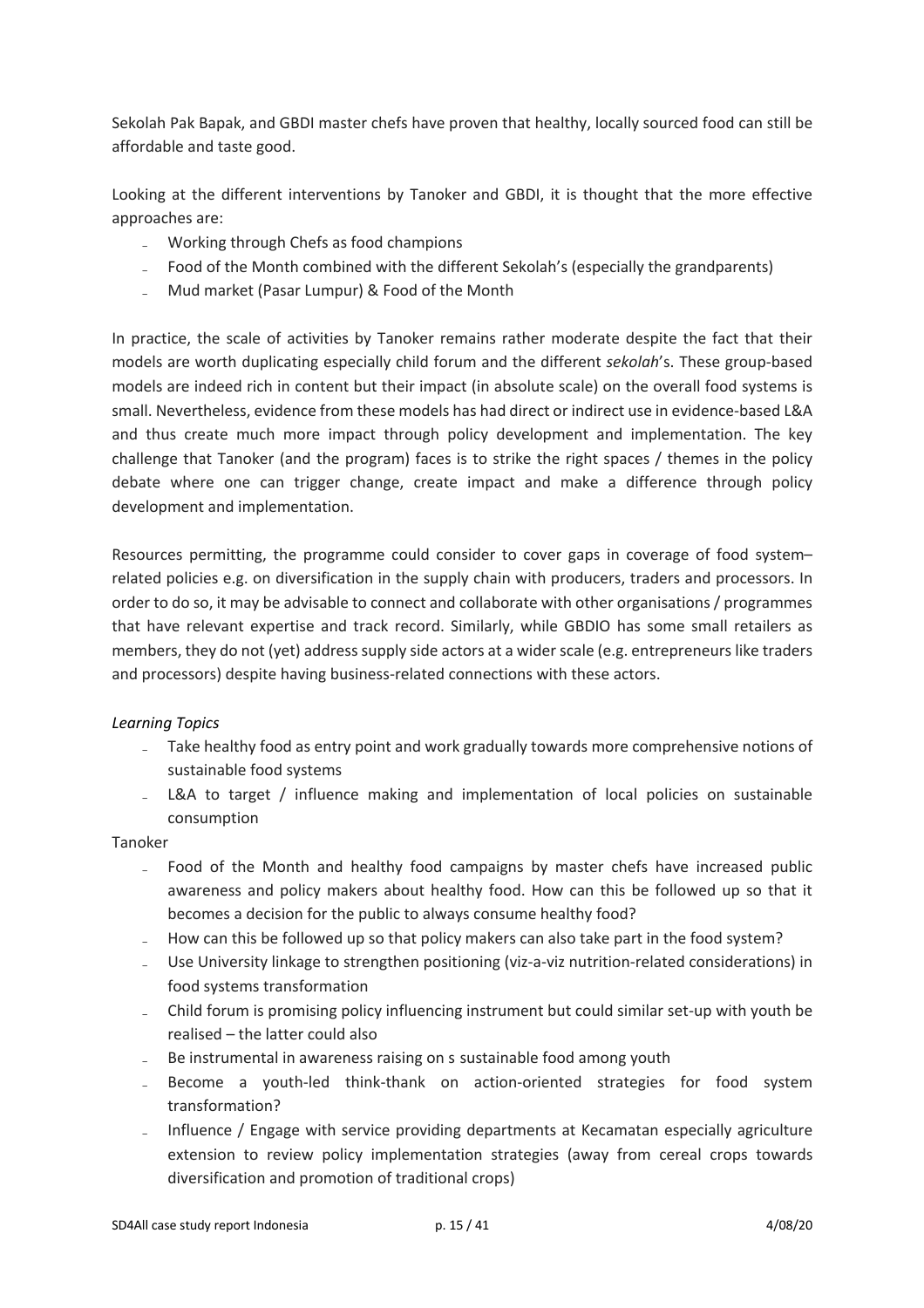Sekolah Pak Bapak, and GBDI master chefs have proven that healthy, locally sourced food can still be affordable and taste good.

Looking at the different interventions by Tanoker and GBDI, it is thought that the more effective approaches are:

- Working through Chefs as food champions
- Food of the Month combined with the different Sekolah's (especially the grandparents)
- Mud market (Pasar Lumpur) & Food of the Month

In practice, the scale of activities by Tanoker remains rather moderate despite the fact that their models are worth duplicating especially child forum and the different *sekolah*'s. These group-based models are indeed rich in content but their impact (in absolute scale) on the overall food systems is small. Nevertheless, evidence from these models has had direct or indirect use in evidence-based L&A and thus create much more impact through policy development and implementation. The key challenge that Tanoker (and the program) faces is to strike the right spaces / themes in the policy debate where one can trigger change, create impact and make a difference through policy development and implementation.

Resources permitting, the programme could consider to cover gaps in coverage of food system–related policies e.g. on diversification in the supply chain with producers, traders and processors. In order to do so, it may be advisable to connect and collaborate with other organisations / programmes that have relevant expertise and track record. Similarly, while GBDIO has some small retailers as members, they do not (yet) address supply side actors at a wider scale (e.g. entrepreneurs like traders and processors) despite having business-related connections with these actors.

*Learning Topics*

- Take healthy food as entry point and work gradually towards more comprehensive notions of sustainable food systems
- L&A to target / influence making and implementation of local policies on sustainable consumption

Tanoker

- Food of the Month and healthy food campaigns by master chefs have increased public awareness and policy makers about healthy food. How can this be followed up so that it becomes a decision for the public to always consume healthy food?
- How can this be followed up so that policy makers can also take part in the food system?
- Use University linkage to strengthen positioning (viz-a-viz nutrition-related considerations) in food systems transformation
- Child forum is promising policy influencing instrument but could similar set-up with youth be realised – the latter could also
- Be instrumental in awareness raising on s sustainable food among youth
- Become a youth-led think-thank on action-oriented strategies for food system transformation?
- Influence / Engage with service providing departments at Kecamatan especially agriculture extension to review policy implementation strategies (away from cereal crops towards diversification and promotion of traditional crops)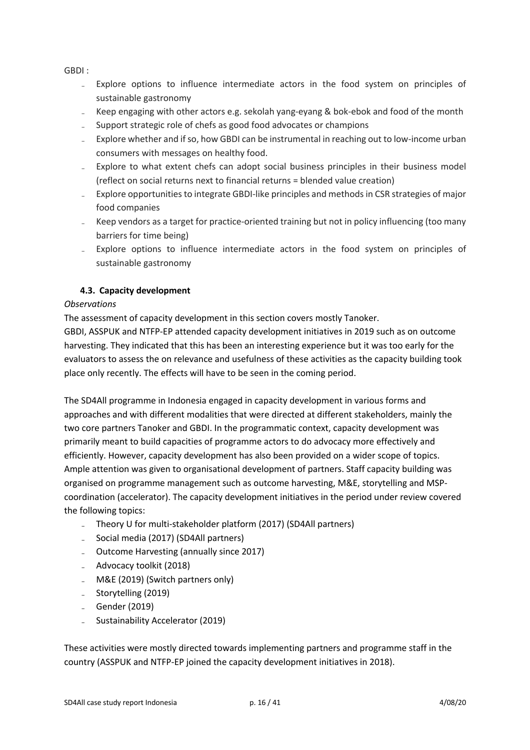GBDI :

- Explore options to influence intermediate actors in the food system on principles of sustainable gastronomy
- Keep engaging with other actors e.g. sekolah yang-eyang & bok-ebok and food of the month
- Support strategic role of chefs as good food advocates or champions
- Explore whether and if so, how GBDI can be instrumental in reaching out to low-income urban consumers with messages on healthy food.
- Explore to what extent chefs can adopt social business principles in their business model (reflect on social returns next to financial returns = blended value creation)
- Explore opportunities to integrate GBDI-like principles and methods in CSR strategies of major food companies
- Keep vendors as a target for practice-oriented training but not in policy influencing (too many barriers for time being)
- Explore options to influence intermediate actors in the food system on principles of sustainable gastronomy

### 4.3. Capacity development

*Observations*

The assessment of capacity development in this section covers mostly Tanoker.

GBDI, ASSPUK and NTFP-EP attended capacity development initiatives in 2019 such as on outcome harvesting. They indicated that this has been an interesting experience but it was too early for the evaluators to assess the on relevance and usefulness of these activities as the capacity building took place only recently. The effects will have to be seen in the coming period.

The SD4All programme in Indonesia engaged in capacity development in various forms and approaches and with different modalities that were directed at different stakeholders, mainly the two core partners Tanoker and GBDI. In the programmatic context, capacity development was primarily meant to build capacities of programme actors to do advocacy more effectively and efficiently. However, capacity development has also been provided on a wider scope of topics. Ample attention was given to organisational development of partners. Staff capacity building was organised on programme management such as outcome harvesting, M&E, storytelling and MSP-coordination (accelerator). The capacity development initiatives in the period under review covered the following topics:

- Theory U for multi-stakeholder platform (2017) (SD4All partners)
- Social media (2017) (SD4All partners)
- Outcome Harvesting (annually since 2017)
- Advocacy toolkit (2018)
- M&E (2019) (Switch partners only)
- Storytelling (2019)
- Gender (2019)
- Sustainability Accelerator (2019)

These activities were mostly directed towards implementing partners and programme staff in the country (ASSPUK and NTFP-EP joined the capacity development initiatives in 2018).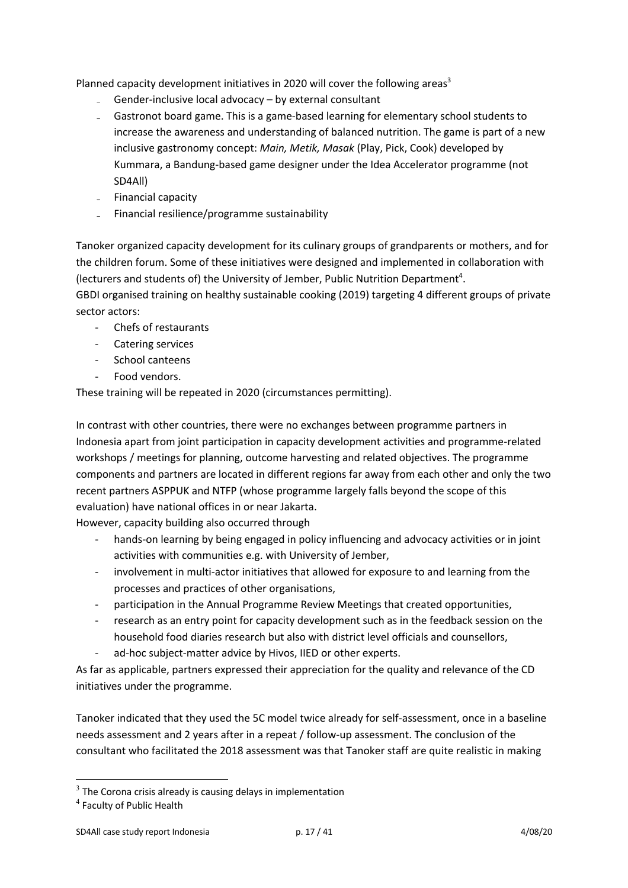Planned capacity development initiatives in 2020 will cover the following areas[3]

- Gender-inclusive local advocacy – by external consultant
- Gastronot board game. This is a game-based learning for elementary school students to increase the awareness and understanding of balanced nutrition. The game is part of a new inclusive gastronomy concept: *Main, Metik, Masak* (Play, Pick, Cook) developed by Kummara, a Bandung-based game designer under the Idea Accelerator programme (not SD4All)
- Financial capacity
- Financial resilience/programme sustainability

Tanoker organized capacity development for its culinary groups of grandparents or mothers, and for the children forum. Some of these initiatives were designed and implemented in collaboration with (lecturers and students of) the University of Jember, Public Nutrition Department[4].

GBDI organised training on healthy sustainable cooking (2019) targeting 4 different groups of private sector actors:

- Chefs of restaurants
- Catering services
- School canteens
- Food vendors.

These training will be repeated in 2020 (circumstances permitting).

In contrast with other countries, there were no exchanges between programme partners in Indonesia apart from joint participation in capacity development activities and programme-related workshops / meetings for planning, outcome harvesting and related objectives. The programme components and partners are located in different regions far away from each other and only the two recent partners ASPPUK and NTFP (whose programme largely falls beyond the scope of this evaluation) have national offices in or near Jakarta.

However, capacity building also occurred through

- hands-on learning by being engaged in policy influencing and advocacy activities or in joint activities with communities e.g. with University of Jember,
- involvement in multi-actor initiatives that allowed for exposure to and learning from the processes and practices of other organisations,
- participation in the Annual Programme Review Meetings that created opportunities,
- research as an entry point for capacity development such as in the feedback session on the household food diaries research but also with district level officials and counsellors,
- ad-hoc subject-matter advice by Hivos, IIED or other experts.

As far as applicable, partners expressed their appreciation for the quality and relevance of the CD initiatives under the programme.

Tanoker indicated that they used the 5C model twice already for self-assessment, once in a baseline needs assessment and 2 years after in a repeat / follow-up assessment. The conclusion of the consultant who facilitated the 2018 assessment was that Tanoker staff are quite realistic in making

---

[3] The Corona crisis already is causing delays in implementation

[4] Faculty of Public Health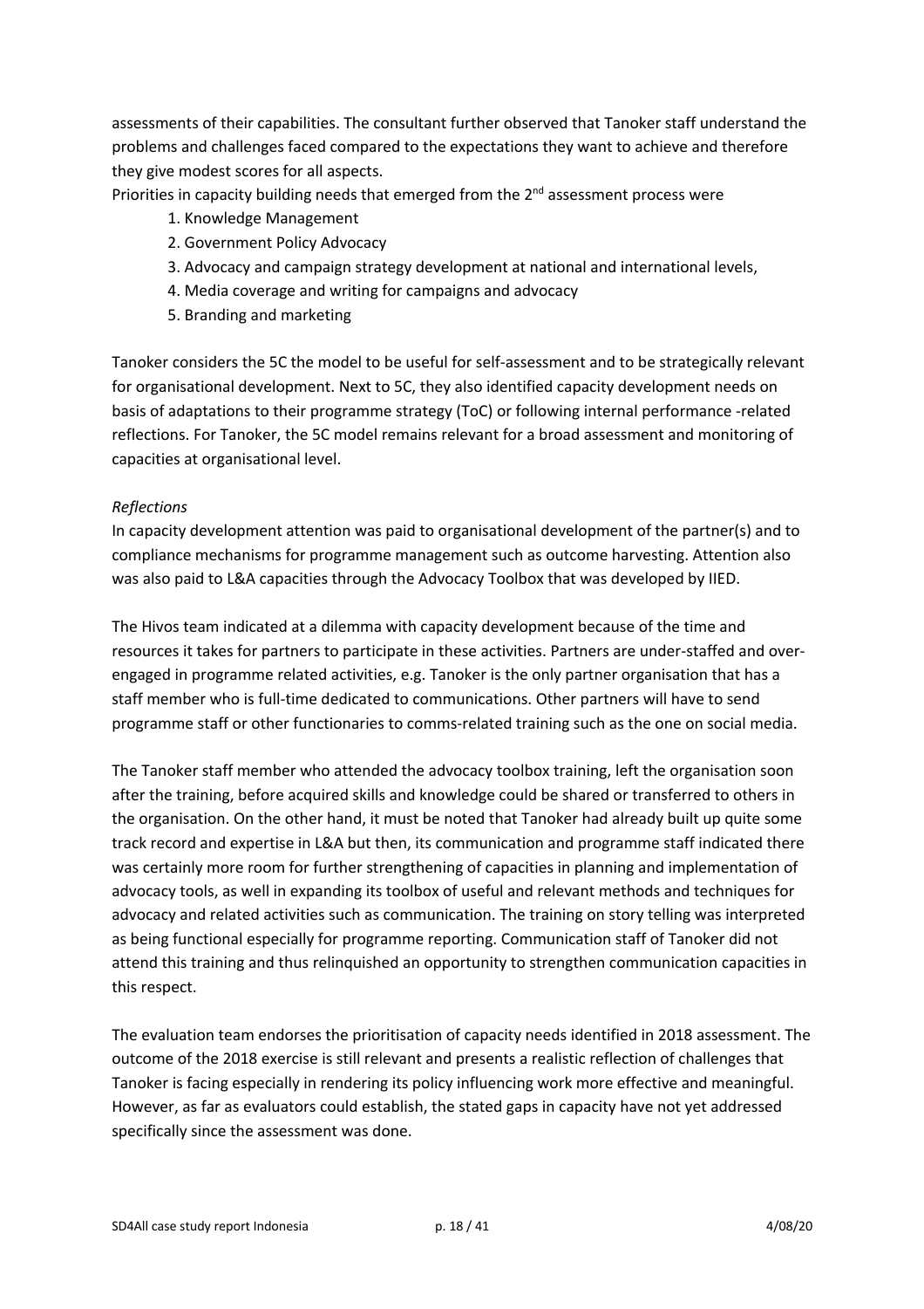assessments of their capabilities. The consultant further observed that Tanoker staff understand the problems and challenges faced compared to the expectations they want to achieve and therefore they give modest scores for all aspects.

Priorities in capacity building needs that emerged from the 2nd assessment process were

1. Knowledge Management
2. Government Policy Advocacy
3. Advocacy and campaign strategy development at national and international levels,
4. Media coverage and writing for campaigns and advocacy
5. Branding and marketing

Tanoker considers the 5C the model to be useful for self-assessment and to be strategically relevant for organisational development. Next to 5C, they also identified capacity development needs on basis of adaptations to their programme strategy (ToC) or following internal performance -related reflections. For Tanoker, the 5C model remains relevant for a broad assessment and monitoring of capacities at organisational level.

*Reflections*

In capacity development attention was paid to organisational development of the partner(s) and to compliance mechanisms for programme management such as outcome harvesting. Attention also was also paid to L&A capacities through the Advocacy Toolbox that was developed by IIED.

The Hivos team indicated at a dilemma with capacity development because of the time and resources it takes for partners to participate in these activities. Partners are under-staffed and over-engaged in programme related activities, e.g. Tanoker is the only partner organisation that has a staff member who is full-time dedicated to communications. Other partners will have to send programme staff or other functionaries to comms-related training such as the one on social media.

The Tanoker staff member who attended the advocacy toolbox training, left the organisation soon after the training, before acquired skills and knowledge could be shared or transferred to others in the organisation. On the other hand, it must be noted that Tanoker had already built up quite some track record and expertise in L&A but then, its communication and programme staff indicated there was certainly more room for further strengthening of capacities in planning and implementation of advocacy tools, as well in expanding its toolbox of useful and relevant methods and techniques for advocacy and related activities such as communication. The training on story telling was interpreted as being functional especially for programme reporting. Communication staff of Tanoker did not attend this training and thus relinquished an opportunity to strengthen communication capacities in this respect.

The evaluation team endorses the prioritisation of capacity needs identified in 2018 assessment. The outcome of the 2018 exercise is still relevant and presents a realistic reflection of challenges that Tanoker is facing especially in rendering its policy influencing work more effective and meaningful. However, as far as evaluators could establish, the stated gaps in capacity have not yet addressed specifically since the assessment was done.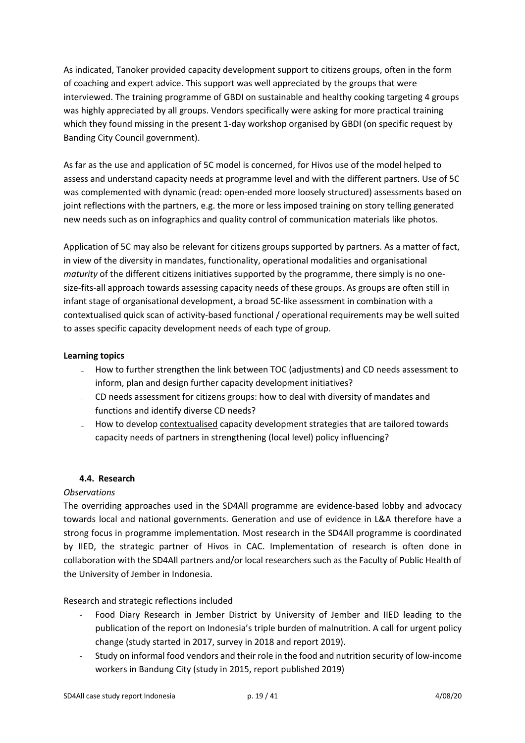As indicated, Tanoker provided capacity development support to citizens groups, often in the form of coaching and expert advice. This support was well appreciated by the groups that were interviewed. The training programme of GBDI on sustainable and healthy cooking targeting 4 groups was highly appreciated by all groups. Vendors specifically were asking for more practical training which they found missing in the present 1-day workshop organised by GBDI (on specific request by Banding City Council government).

As far as the use and application of 5C model is concerned, for Hivos use of the model helped to assess and understand capacity needs at programme level and with the different partners. Use of 5C was complemented with dynamic (read: open-ended more loosely structured) assessments based on joint reflections with the partners, e.g. the more or less imposed training on story telling generated new needs such as on infographics and quality control of communication materials like photos.

Application of 5C may also be relevant for citizens groups supported by partners. As a matter of fact, in view of the diversity in mandates, functionality, operational modalities and organisational *maturity* of the different citizens initiatives supported by the programme, there simply is no one-size-fits-all approach towards assessing capacity needs of these groups. As groups are often still in infant stage of organisational development, a broad 5C-like assessment in combination with a contextualised quick scan of activity-based functional / operational requirements may be well suited to asses specific capacity development needs of each type of group.

**Learning topics**

- How to further strengthen the link between TOC (adjustments) and CD needs assessment to inform, plan and design further capacity development initiatives?
- CD needs assessment for citizens groups: how to deal with diversity of mandates and functions and identify diverse CD needs?
- How to develop contextualised capacity development strategies that are tailored towards capacity needs of partners in strengthening (local level) policy influencing?

### 4.4. Research

*Observations*

The overriding approaches used in the SD4All programme are evidence-based lobby and advocacy towards local and national governments. Generation and use of evidence in L&A therefore have a strong focus in programme implementation. Most research in the SD4All programme is coordinated by IIED, the strategic partner of Hivos in CAC. Implementation of research is often done in collaboration with the SD4All partners and/or local researchers such as the Faculty of Public Health of the University of Jember in Indonesia.

Research and strategic reflections included

- Food Diary Research in Jember District by University of Jember and IIED leading to the publication of the report on Indonesia's triple burden of malnutrition. A call for urgent policy change (study started in 2017, survey in 2018 and report 2019).
- Study on informal food vendors and their role in the food and nutrition security of low-income workers in Bandung City (study in 2015, report published 2019)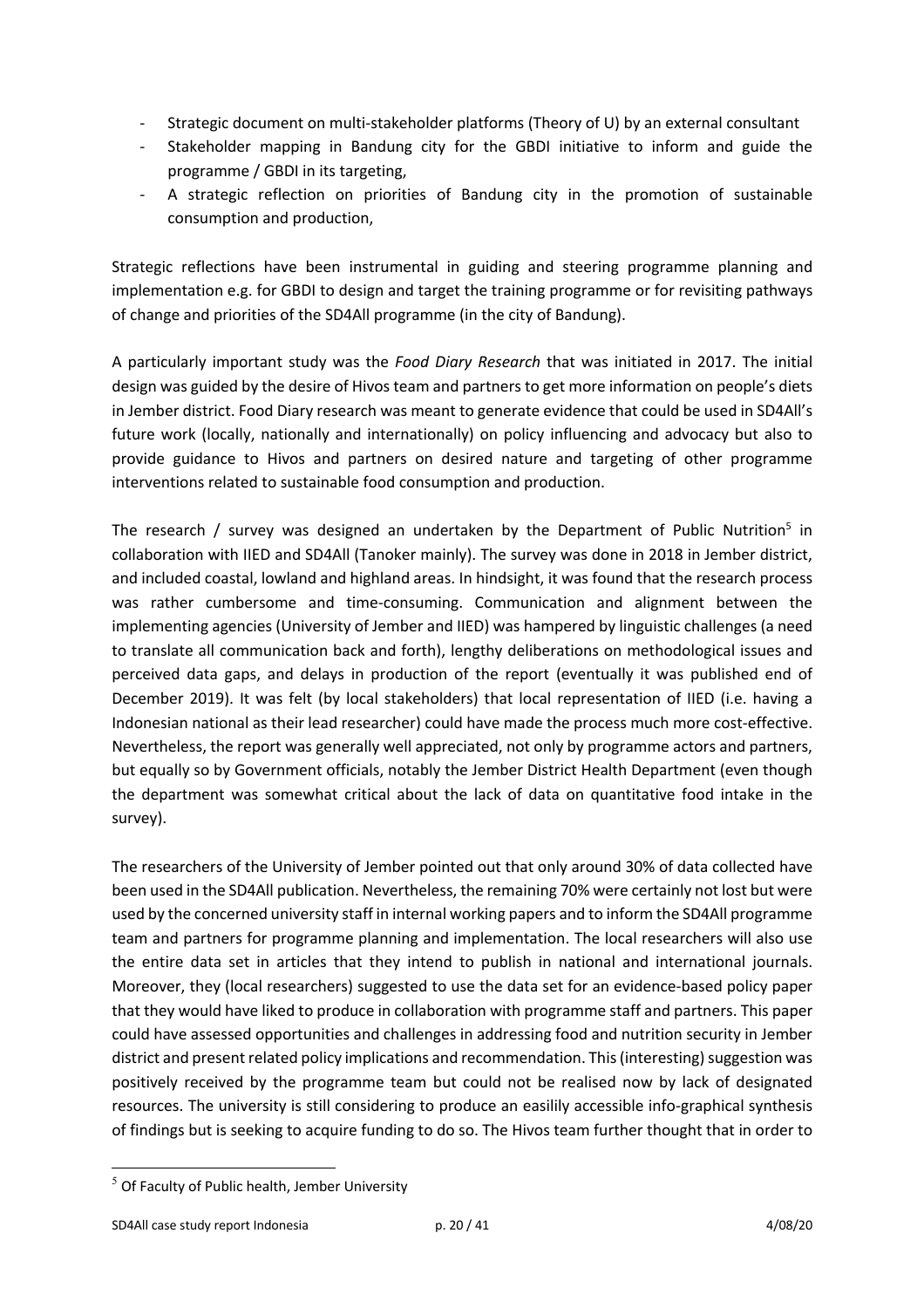- Strategic document on multi-stakeholder platforms (Theory of U) by an external consultant
- Stakeholder mapping in Bandung city for the GBDI initiative to inform and guide the programme / GBDI in its targeting,
- A strategic reflection on priorities of Bandung city in the promotion of sustainable consumption and production,

Strategic reflections have been instrumental in guiding and steering programme planning and implementation e.g. for GBDI to design and target the training programme or for revisiting pathways of change and priorities of the SD4All programme (in the city of Bandung).

A particularly important study was the *Food Diary Research* that was initiated in 2017. The initial design was guided by the desire of Hivos team and partners to get more information on people's diets in Jember district. Food Diary research was meant to generate evidence that could be used in SD4All's future work (locally, nationally and internationally) on policy influencing and advocacy but also to provide guidance to Hivos and partners on desired nature and targeting of other programme interventions related to sustainable food consumption and production.

The research / survey was designed an undertaken by the Department of Public Nutrition[5] in collaboration with IIED and SD4All (Tanoker mainly). The survey was done in 2018 in Jember district, and included coastal, lowland and highland areas. In hindsight, it was found that the research process was rather cumbersome and time-consuming. Communication and alignment between the implementing agencies (University of Jember and IIED) was hampered by linguistic challenges (a need to translate all communication back and forth), lengthy deliberations on methodological issues and perceived data gaps, and delays in production of the report (eventually it was published end of December 2019). It was felt (by local stakeholders) that local representation of IIED (i.e. having a Indonesian national as their lead researcher) could have made the process much more cost-effective. Nevertheless, the report was generally well appreciated, not only by programme actors and partners, but equally so by Government officials, notably the Jember District Health Department (even though the department was somewhat critical about the lack of data on quantitative food intake in the survey).

The researchers of the University of Jember pointed out that only around 30% of data collected have been used in the SD4All publication. Nevertheless, the remaining 70% were certainly not lost but were used by the concerned university staff in internal working papers and to inform the SD4All programme team and partners for programme planning and implementation. The local researchers will also use the entire data set in articles that they intend to publish in national and international journals. Moreover, they (local researchers) suggested to use the data set for an evidence-based policy paper that they would have liked to produce in collaboration with programme staff and partners. This paper could have assessed opportunities and challenges in addressing food and nutrition security in Jember district and present related policy implications and recommendation. This (interesting) suggestion was positively received by the programme team but could not be realised now by lack of designated resources. The university is still considering to produce an easilily accessible info-graphical synthesis of findings but is seeking to acquire funding to do so. The Hivos team further thought that in order to

[5] Of Faculty of Public health, Jember University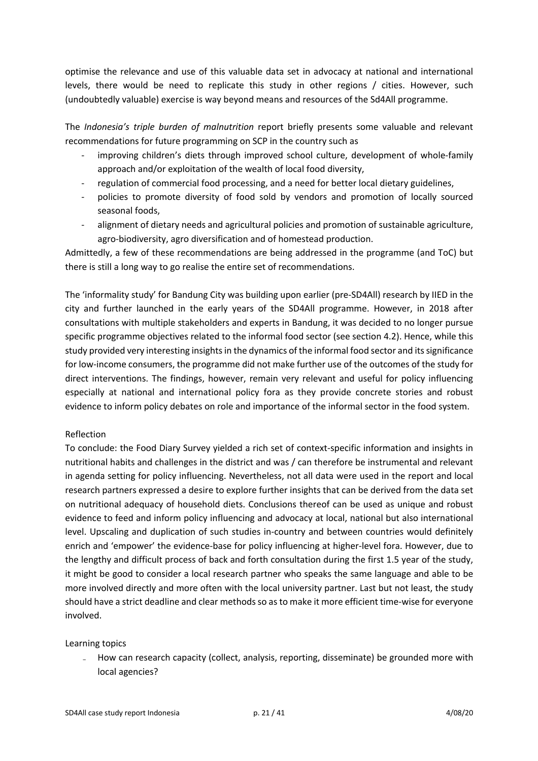optimise the relevance and use of this valuable data set in advocacy at national and international levels, there would be need to replicate this study in other regions / cities. However, such (undoubtedly valuable) exercise is way beyond means and resources of the Sd4All programme.

The *Indonesia's triple burden of malnutrition* report briefly presents some valuable and relevant recommendations for future programming on SCP in the country such as

- improving children's diets through improved school culture, development of whole-family approach and/or exploitation of the wealth of local food diversity,
- regulation of commercial food processing, and a need for better local dietary guidelines,
- policies to promote diversity of food sold by vendors and promotion of locally sourced seasonal foods,
- alignment of dietary needs and agricultural policies and promotion of sustainable agriculture, agro-biodiversity, agro diversification and of homestead production.

Admittedly, a few of these recommendations are being addressed in the programme (and ToC) but there is still a long way to go realise the entire set of recommendations.

The 'informality study' for Bandung City was building upon earlier (pre-SD4All) research by IIED in the city and further launched in the early years of the SD4All programme. However, in 2018 after consultations with multiple stakeholders and experts in Bandung, it was decided to no longer pursue specific programme objectives related to the informal food sector (see section 4.2). Hence, while this study provided very interesting insights in the dynamics of the informal food sector and its significance for low-income consumers, the programme did not make further use of the outcomes of the study for direct interventions. The findings, however, remain very relevant and useful for policy influencing especially at national and international policy fora as they provide concrete stories and robust evidence to inform policy debates on role and importance of the informal sector in the food system.

Reflection

To conclude: the Food Diary Survey yielded a rich set of context-specific information and insights in nutritional habits and challenges in the district and was / can therefore be instrumental and relevant in agenda setting for policy influencing. Nevertheless, not all data were used in the report and local research partners expressed a desire to explore further insights that can be derived from the data set on nutritional adequacy of household diets. Conclusions thereof can be used as unique and robust evidence to feed and inform policy influencing and advocacy at local, national but also international level. Upscaling and duplication of such studies in-country and between countries would definitely enrich and 'empower' the evidence-base for policy influencing at higher-level fora. However, due to the lengthy and difficult process of back and forth consultation during the first 1.5 year of the study, it might be good to consider a local research partner who speaks the same language and able to be more involved directly and more often with the local university partner. Last but not least, the study should have a strict deadline and clear methods so as to make it more efficient time-wise for everyone involved.

Learning topics

- How can research capacity (collect, analysis, reporting, disseminate) be grounded more with local agencies?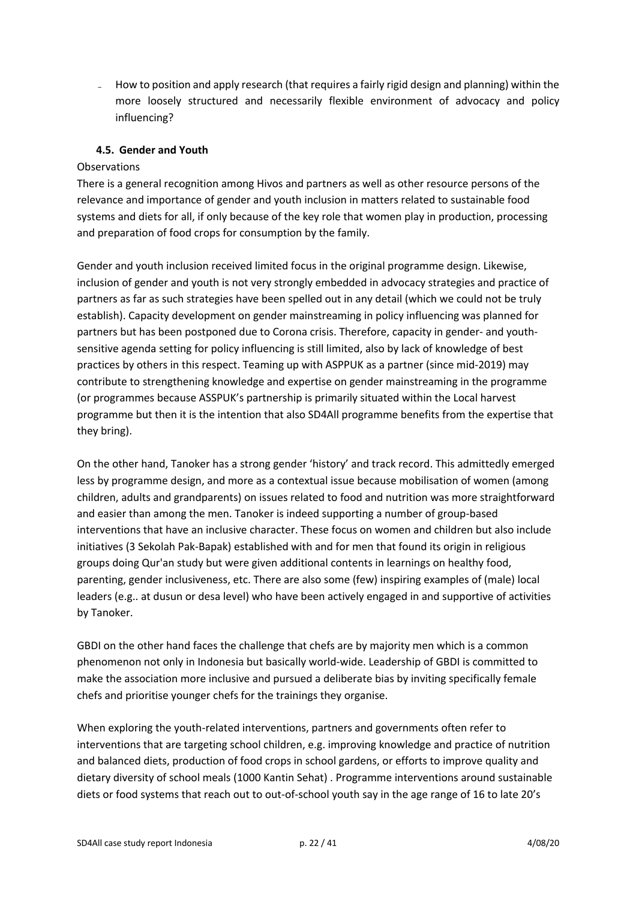- How to position and apply research (that requires a fairly rigid design and planning) within the more loosely structured and necessarily flexible environment of advocacy and policy influencing?

### 4.5. Gender and Youth

Observations

There is a general recognition among Hivos and partners as well as other resource persons of the relevance and importance of gender and youth inclusion in matters related to sustainable food systems and diets for all, if only because of the key role that women play in production, processing and preparation of food crops for consumption by the family.

Gender and youth inclusion received limited focus in the original programme design. Likewise, inclusion of gender and youth is not very strongly embedded in advocacy strategies and practice of partners as far as such strategies have been spelled out in any detail (which we could not be truly establish). Capacity development on gender mainstreaming in policy influencing was planned for partners but has been postponed due to Corona crisis. Therefore, capacity in gender- and youth-sensitive agenda setting for policy influencing is still limited, also by lack of knowledge of best practices by others in this respect. Teaming up with ASPPUK as a partner (since mid-2019) may contribute to strengthening knowledge and expertise on gender mainstreaming in the programme (or programmes because ASSPUK's partnership is primarily situated within the Local harvest programme but then it is the intention that also SD4All programme benefits from the expertise that they bring).

On the other hand, Tanoker has a strong gender 'history' and track record. This admittedly emerged less by programme design, and more as a contextual issue because mobilisation of women (among children, adults and grandparents) on issues related to food and nutrition was more straightforward and easier than among the men. Tanoker is indeed supporting a number of group-based interventions that have an inclusive character. These focus on women and children but also include initiatives (3 Sekolah Pak-Bapak) established with and for men that found its origin in religious groups doing Qur'an study but were given additional contents in learnings on healthy food, parenting, gender inclusiveness, etc. There are also some (few) inspiring examples of (male) local leaders (e.g.. at dusun or desa level) who have been actively engaged in and supportive of activities by Tanoker.

GBDI on the other hand faces the challenge that chefs are by majority men which is a common phenomenon not only in Indonesia but basically world-wide. Leadership of GBDI is committed to make the association more inclusive and pursued a deliberate bias by inviting specifically female chefs and prioritise younger chefs for the trainings they organise.

When exploring the youth-related interventions, partners and governments often refer to interventions that are targeting school children, e.g. improving knowledge and practice of nutrition and balanced diets, production of food crops in school gardens, or efforts to improve quality and dietary diversity of school meals (1000 Kantin Sehat) . Programme interventions around sustainable diets or food systems that reach out to out-of-school youth say in the age range of 16 to late 20's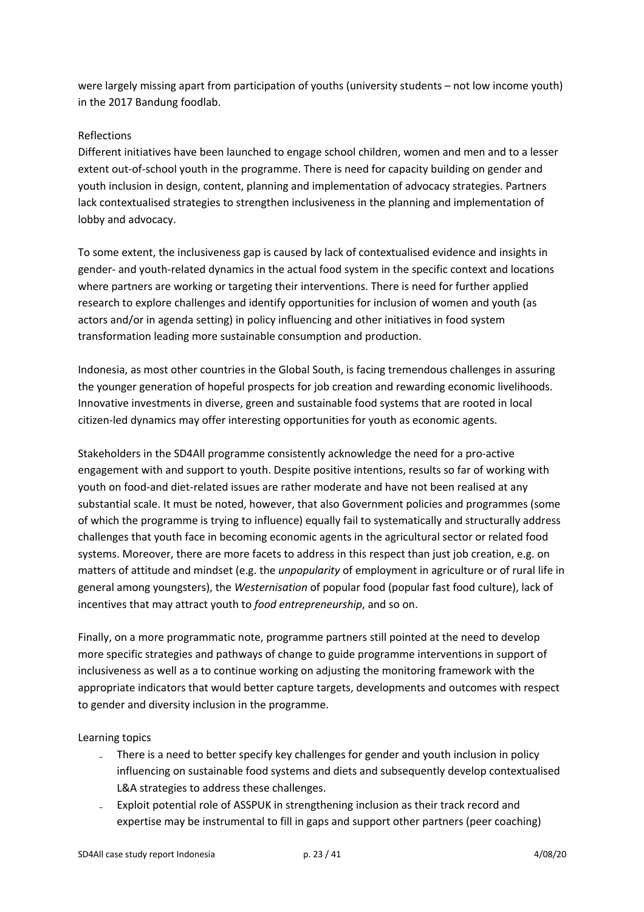were largely missing apart from participation of youths (university students – not low income youth) in the 2017 Bandung foodlab.

Reflections

Different initiatives have been launched to engage school children, women and men and to a lesser extent out-of-school youth in the programme. There is need for capacity building on gender and youth inclusion in design, content, planning and implementation of advocacy strategies. Partners lack contextualised strategies to strengthen inclusiveness in the planning and implementation of lobby and advocacy.

To some extent, the inclusiveness gap is caused by lack of contextualised evidence and insights in gender- and youth-related dynamics in the actual food system in the specific context and locations where partners are working or targeting their interventions. There is need for further applied research to explore challenges and identify opportunities for inclusion of women and youth (as actors and/or in agenda setting) in policy influencing and other initiatives in food system transformation leading more sustainable consumption and production.

Indonesia, as most other countries in the Global South, is facing tremendous challenges in assuring the younger generation of hopeful prospects for job creation and rewarding economic livelihoods. Innovative investments in diverse, green and sustainable food systems that are rooted in local citizen-led dynamics may offer interesting opportunities for youth as economic agents.

Stakeholders in the SD4All programme consistently acknowledge the need for a pro-active engagement with and support to youth. Despite positive intentions, results so far of working with youth on food-and diet-related issues are rather moderate and have not been realised at any substantial scale. It must be noted, however, that also Government policies and programmes (some of which the programme is trying to influence) equally fail to systematically and structurally address challenges that youth face in becoming economic agents in the agricultural sector or related food systems. Moreover, there are more facets to address in this respect than just job creation, e.g. on matters of attitude and mindset (e.g. the *unpopularity* of employment in agriculture or of rural life in general among youngsters), the *Westernisation* of popular food (popular fast food culture), lack of incentives that may attract youth to *food entrepreneurship*, and so on.

Finally, on a more programmatic note, programme partners still pointed at the need to develop more specific strategies and pathways of change to guide programme interventions in support of inclusiveness as well as a to continue working on adjusting the monitoring framework with the appropriate indicators that would better capture targets, developments and outcomes with respect to gender and diversity inclusion in the programme.

Learning topics

- There is a need to better specify key challenges for gender and youth inclusion in policy influencing on sustainable food systems and diets and subsequently develop contextualised L&A strategies to address these challenges.
- Exploit potential role of ASSPUK in strengthening inclusion as their track record and expertise may be instrumental to fill in gaps and support other partners (peer coaching)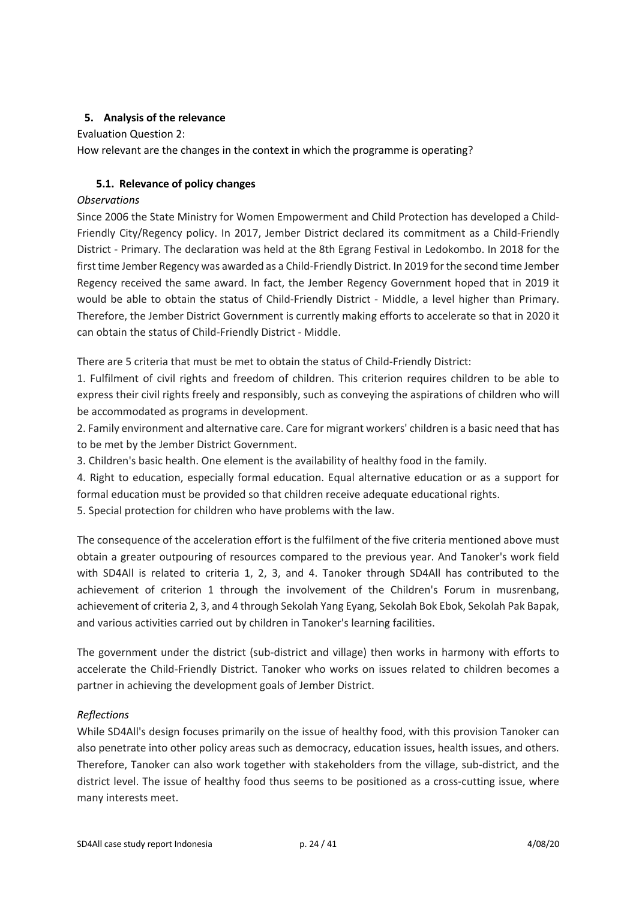## 5. Analysis of the relevance

Evaluation Question 2:

How relevant are the changes in the context in which the programme is operating?

### 5.1. Relevance of policy changes

*Observations*

Since 2006 the State Ministry for Women Empowerment and Child Protection has developed a Child-Friendly City/Regency policy. In 2017, Jember District declared its commitment as a Child-Friendly District - Primary. The declaration was held at the 8th Egrang Festival in Ledokombo. In 2018 for the first time Jember Regency was awarded as a Child-Friendly District. In 2019 for the second time Jember Regency received the same award. In fact, the Jember Regency Government hoped that in 2019 it would be able to obtain the status of Child-Friendly District - Middle, a level higher than Primary. Therefore, the Jember District Government is currently making efforts to accelerate so that in 2020 it can obtain the status of Child-Friendly District - Middle.

There are 5 criteria that must be met to obtain the status of Child-Friendly District:

1. Fulfilment of civil rights and freedom of children. This criterion requires children to be able to express their civil rights freely and responsibly, such as conveying the aspirations of children who will be accommodated as programs in development.
2. Family environment and alternative care. Care for migrant workers' children is a basic need that has to be met by the Jember District Government.
3. Children's basic health. One element is the availability of healthy food in the family.
4. Right to education, especially formal education. Equal alternative education or as a support for formal education must be provided so that children receive adequate educational rights.
5. Special protection for children who have problems with the law.

The consequence of the acceleration effort is the fulfilment of the five criteria mentioned above must obtain a greater outpouring of resources compared to the previous year. And Tanoker's work field with SD4All is related to criteria 1, 2, 3, and 4. Tanoker through SD4All has contributed to the achievement of criterion 1 through the involvement of the Children's Forum in musrenbang, achievement of criteria 2, 3, and 4 through Sekolah Yang Eyang, Sekolah Bok Ebok, Sekolah Pak Bapak, and various activities carried out by children in Tanoker's learning facilities.

The government under the district (sub-district and village) then works in harmony with efforts to accelerate the Child-Friendly District. Tanoker who works on issues related to children becomes a partner in achieving the development goals of Jember District.

*Reflections*

While SD4All's design focuses primarily on the issue of healthy food, with this provision Tanoker can also penetrate into other policy areas such as democracy, education issues, health issues, and others. Therefore, Tanoker can also work together with stakeholders from the village, sub-district, and the district level. The issue of healthy food thus seems to be positioned as a cross-cutting issue, where many interests meet.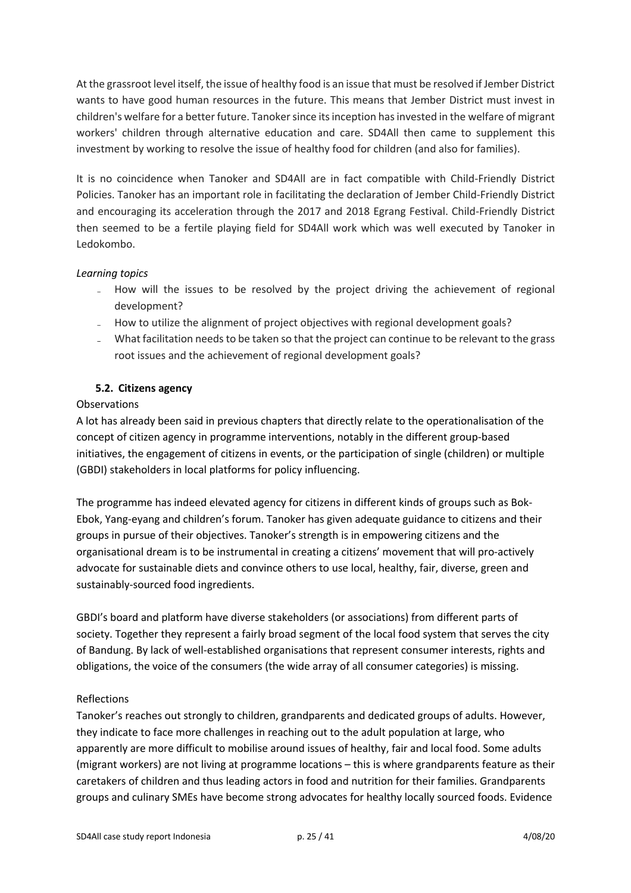At the grassroot level itself, the issue of healthy food is an issue that must be resolved if Jember District wants to have good human resources in the future. This means that Jember District must invest in children's welfare for a better future. Tanoker since its inception has invested in the welfare of migrant workers' children through alternative education and care. SD4All then came to supplement this investment by working to resolve the issue of healthy food for children (and also for families).

It is no coincidence when Tanoker and SD4All are in fact compatible with Child-Friendly District Policies. Tanoker has an important role in facilitating the declaration of Jember Child-Friendly District and encouraging its acceleration through the 2017 and 2018 Egrang Festival. Child-Friendly District then seemed to be a fertile playing field for SD4All work which was well executed by Tanoker in Ledokombo.

*Learning topics*

- How will the issues to be resolved by the project driving the achievement of regional development?
- How to utilize the alignment of project objectives with regional development goals?
- What facilitation needs to be taken so that the project can continue to be relevant to the grass root issues and the achievement of regional development goals?

### 5.2. Citizens agency

Observations

A lot has already been said in previous chapters that directly relate to the operationalisation of the concept of citizen agency in programme interventions, notably in the different group-based initiatives, the engagement of citizens in events, or the participation of single (children) or multiple (GBDI) stakeholders in local platforms for policy influencing.

The programme has indeed elevated agency for citizens in different kinds of groups such as Bok-Ebok, Yang-eyang and children's forum. Tanoker has given adequate guidance to citizens and their groups in pursue of their objectives. Tanoker's strength is in empowering citizens and the organisational dream is to be instrumental in creating a citizens' movement that will pro-actively advocate for sustainable diets and convince others to use local, healthy, fair, diverse, green and sustainably-sourced food ingredients.

GBDI's board and platform have diverse stakeholders (or associations) from different parts of society. Together they represent a fairly broad segment of the local food system that serves the city of Bandung. By lack of well-established organisations that represent consumer interests, rights and obligations, the voice of the consumers (the wide array of all consumer categories) is missing.

Reflections

Tanoker's reaches out strongly to children, grandparents and dedicated groups of adults. However, they indicate to face more challenges in reaching out to the adult population at large, who apparently are more difficult to mobilise around issues of healthy, fair and local food. Some adults (migrant workers) are not living at programme locations – this is where grandparents feature as their caretakers of children and thus leading actors in food and nutrition for their families. Grandparents groups and culinary SMEs have become strong advocates for healthy locally sourced foods. Evidence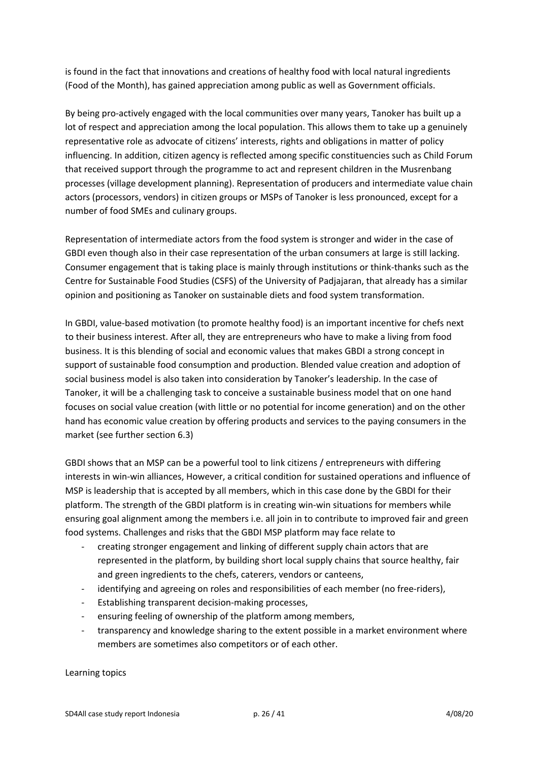is found in the fact that innovations and creations of healthy food with local natural ingredients (Food of the Month), has gained appreciation among public as well as Government officials.

By being pro-actively engaged with the local communities over many years, Tanoker has built up a lot of respect and appreciation among the local population. This allows them to take up a genuinely representative role as advocate of citizens' interests, rights and obligations in matter of policy influencing. In addition, citizen agency is reflected among specific constituencies such as Child Forum that received support through the programme to act and represent children in the Musrenbang processes (village development planning). Representation of producers and intermediate value chain actors (processors, vendors) in citizen groups or MSPs of Tanoker is less pronounced, except for a number of food SMEs and culinary groups.

Representation of intermediate actors from the food system is stronger and wider in the case of GBDI even though also in their case representation of the urban consumers at large is still lacking. Consumer engagement that is taking place is mainly through institutions or think-thanks such as the Centre for Sustainable Food Studies (CSFS) of the University of Padjajaran, that already has a similar opinion and positioning as Tanoker on sustainable diets and food system transformation.

In GBDI, value-based motivation (to promote healthy food) is an important incentive for chefs next to their business interest. After all, they are entrepreneurs who have to make a living from food business. It is this blending of social and economic values that makes GBDI a strong concept in support of sustainable food consumption and production. Blended value creation and adoption of social business model is also taken into consideration by Tanoker's leadership. In the case of Tanoker, it will be a challenging task to conceive a sustainable business model that on one hand focuses on social value creation (with little or no potential for income generation) and on the other hand has economic value creation by offering products and services to the paying consumers in the market (see further section 6.3)

GBDI shows that an MSP can be a powerful tool to link citizens / entrepreneurs with differing interests in win-win alliances, However, a critical condition for sustained operations and influence of MSP is leadership that is accepted by all members, which in this case done by the GBDI for their platform. The strength of the GBDI platform is in creating win-win situations for members while ensuring goal alignment among the members i.e. all join in to contribute to improved fair and green food systems. Challenges and risks that the GBDI MSP platform may face relate to

- creating stronger engagement and linking of different supply chain actors that are represented in the platform, by building short local supply chains that source healthy, fair and green ingredients to the chefs, caterers, vendors or canteens,
- identifying and agreeing on roles and responsibilities of each member (no free-riders),
- Establishing transparent decision-making processes,
- ensuring feeling of ownership of the platform among members,
- transparency and knowledge sharing to the extent possible in a market environment where members are sometimes also competitors or of each other.

Learning topics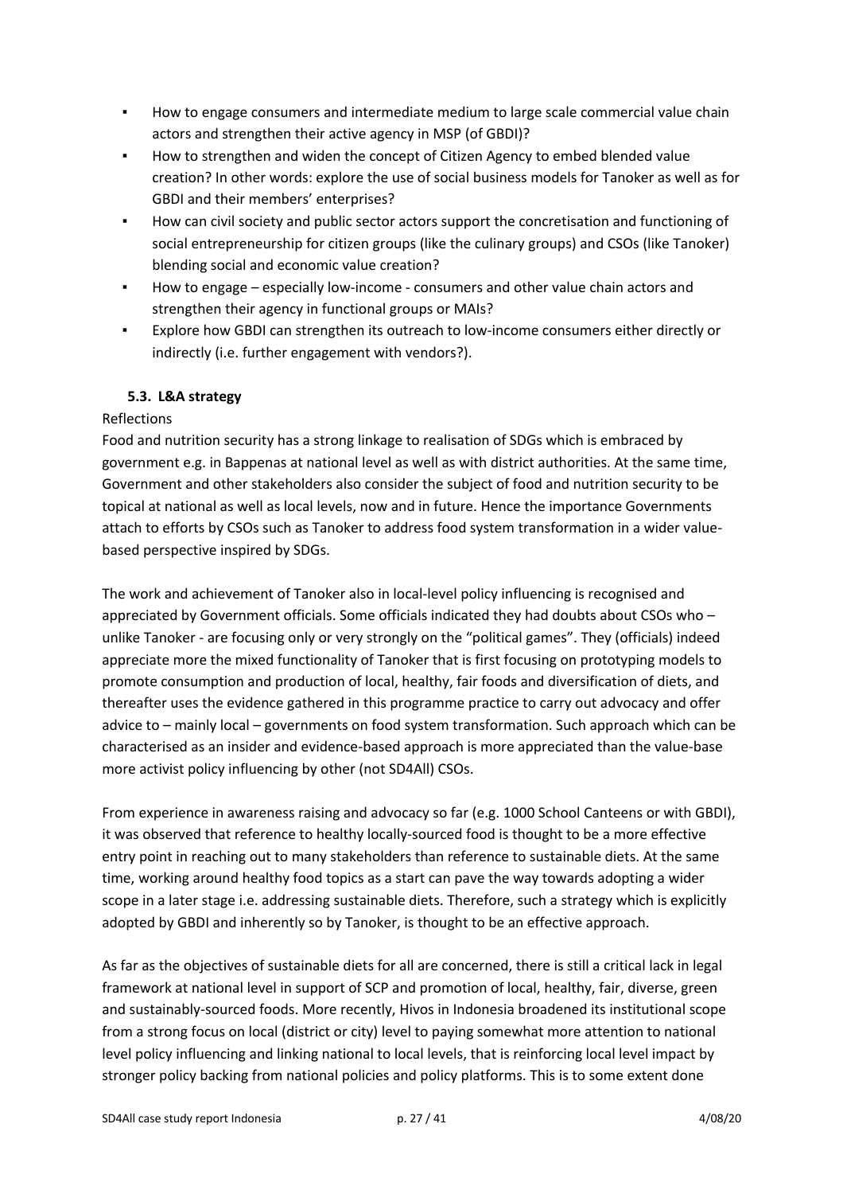- How to engage consumers and intermediate medium to large scale commercial value chain actors and strengthen their active agency in MSP (of GBDI)?
- How to strengthen and widen the concept of Citizen Agency to embed blended value creation? In other words: explore the use of social business models for Tanoker as well as for GBDI and their members' enterprises?
- How can civil society and public sector actors support the concretisation and functioning of social entrepreneurship for citizen groups (like the culinary groups) and CSOs (like Tanoker) blending social and economic value creation?
- How to engage – especially low-income - consumers and other value chain actors and strengthen their agency in functional groups or MAIs?
- Explore how GBDI can strengthen its outreach to low-income consumers either directly or indirectly (i.e. further engagement with vendors?).

### 5.3. L&A strategy

Reflections

Food and nutrition security has a strong linkage to realisation of SDGs which is embraced by government e.g. in Bappenas at national level as well as with district authorities. At the same time, Government and other stakeholders also consider the subject of food and nutrition security to be topical at national as well as local levels, now and in future. Hence the importance Governments attach to efforts by CSOs such as Tanoker to address food system transformation in a wider value-based perspective inspired by SDGs.

The work and achievement of Tanoker also in local-level policy influencing is recognised and appreciated by Government officials. Some officials indicated they had doubts about CSOs who – unlike Tanoker - are focusing only or very strongly on the "political games". They (officials) indeed appreciate more the mixed functionality of Tanoker that is first focusing on prototyping models to promote consumption and production of local, healthy, fair foods and diversification of diets, and thereafter uses the evidence gathered in this programme practice to carry out advocacy and offer advice to – mainly local – governments on food system transformation. Such approach which can be characterised as an insider and evidence-based approach is more appreciated than the value-base more activist policy influencing by other (not SD4All) CSOs.

From experience in awareness raising and advocacy so far (e.g. 1000 School Canteens or with GBDI), it was observed that reference to healthy locally-sourced food is thought to be a more effective entry point in reaching out to many stakeholders than reference to sustainable diets. At the same time, working around healthy food topics as a start can pave the way towards adopting a wider scope in a later stage i.e. addressing sustainable diets. Therefore, such a strategy which is explicitly adopted by GBDI and inherently so by Tanoker, is thought to be an effective approach.

As far as the objectives of sustainable diets for all are concerned, there is still a critical lack in legal framework at national level in support of SCP and promotion of local, healthy, fair, diverse, green and sustainably-sourced foods. More recently, Hivos in Indonesia broadened its institutional scope from a strong focus on local (district or city) level to paying somewhat more attention to national level policy influencing and linking national to local levels, that is reinforcing local level impact by stronger policy backing from national policies and policy platforms. This is to some extent done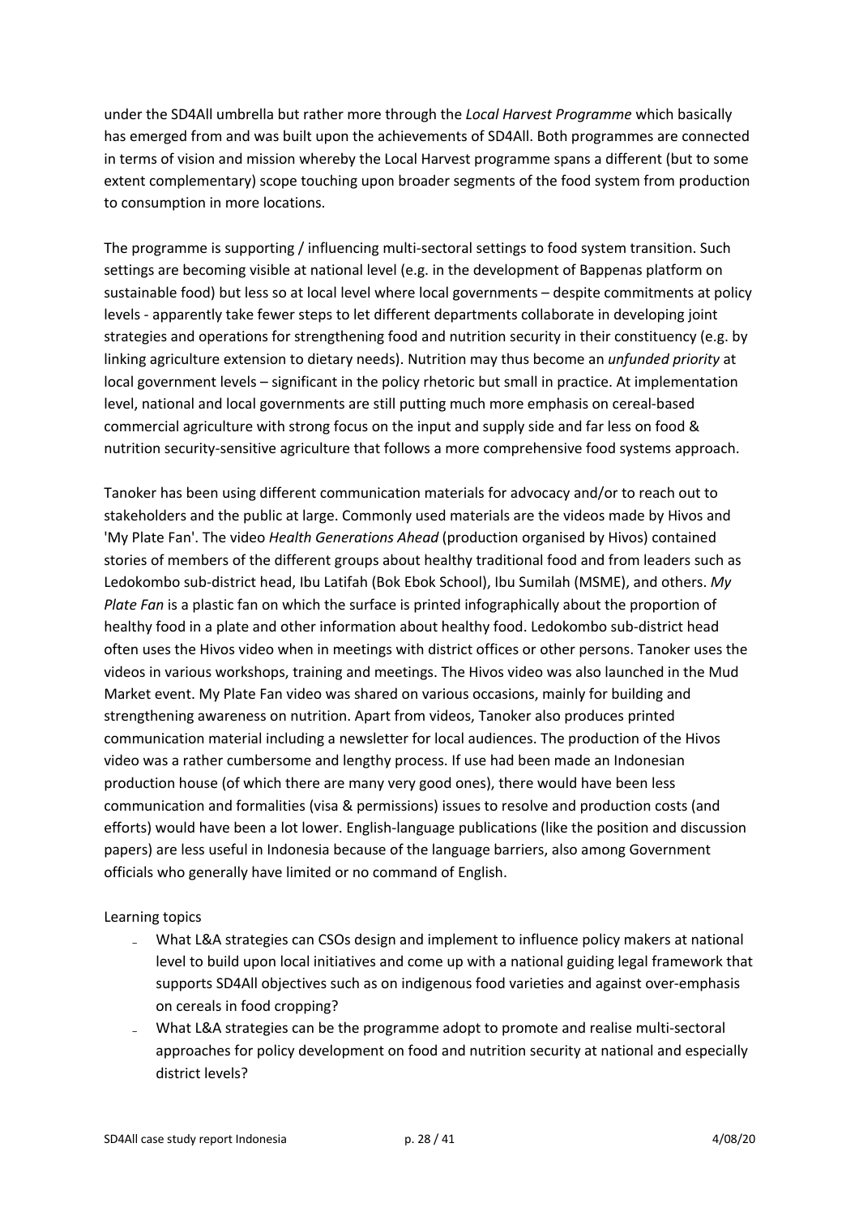under the SD4All umbrella but rather more through the *Local Harvest Programme* which basically has emerged from and was built upon the achievements of SD4All. Both programmes are connected in terms of vision and mission whereby the Local Harvest programme spans a different (but to some extent complementary) scope touching upon broader segments of the food system from production to consumption in more locations.

The programme is supporting / influencing multi-sectoral settings to food system transition. Such settings are becoming visible at national level (e.g. in the development of Bappenas platform on sustainable food) but less so at local level where local governments – despite commitments at policy levels - apparently take fewer steps to let different departments collaborate in developing joint strategies and operations for strengthening food and nutrition security in their constituency (e.g. by linking agriculture extension to dietary needs). Nutrition may thus become an *unfunded priority* at local government levels – significant in the policy rhetoric but small in practice. At implementation level, national and local governments are still putting much more emphasis on cereal-based commercial agriculture with strong focus on the input and supply side and far less on food & nutrition security-sensitive agriculture that follows a more comprehensive food systems approach.

Tanoker has been using different communication materials for advocacy and/or to reach out to stakeholders and the public at large. Commonly used materials are the videos made by Hivos and 'My Plate Fan'. The video *Health Generations Ahead* (production organised by Hivos) contained stories of members of the different groups about healthy traditional food and from leaders such as Ledokombo sub-district head, Ibu Latifah (Bok Ebok School), Ibu Sumilah (MSME), and others. *My Plate Fan* is a plastic fan on which the surface is printed infographically about the proportion of healthy food in a plate and other information about healthy food. Ledokombo sub-district head often uses the Hivos video when in meetings with district offices or other persons. Tanoker uses the videos in various workshops, training and meetings. The Hivos video was also launched in the Mud Market event. My Plate Fan video was shared on various occasions, mainly for building and strengthening awareness on nutrition. Apart from videos, Tanoker also produces printed communication material including a newsletter for local audiences. The production of the Hivos video was a rather cumbersome and lengthy process. If use had been made an Indonesian production house (of which there are many very good ones), there would have been less communication and formalities (visa & permissions) issues to resolve and production costs (and efforts) would have been a lot lower. English-language publications (like the position and discussion papers) are less useful in Indonesia because of the language barriers, also among Government officials who generally have limited or no command of English.

Learning topics

- What L&A strategies can CSOs design and implement to influence policy makers at national level to build upon local initiatives and come up with a national guiding legal framework that supports SD4All objectives such as on indigenous food varieties and against over-emphasis on cereals in food cropping?
- What L&A strategies can be the programme adopt to promote and realise multi-sectoral approaches for policy development on food and nutrition security at national and especially district levels?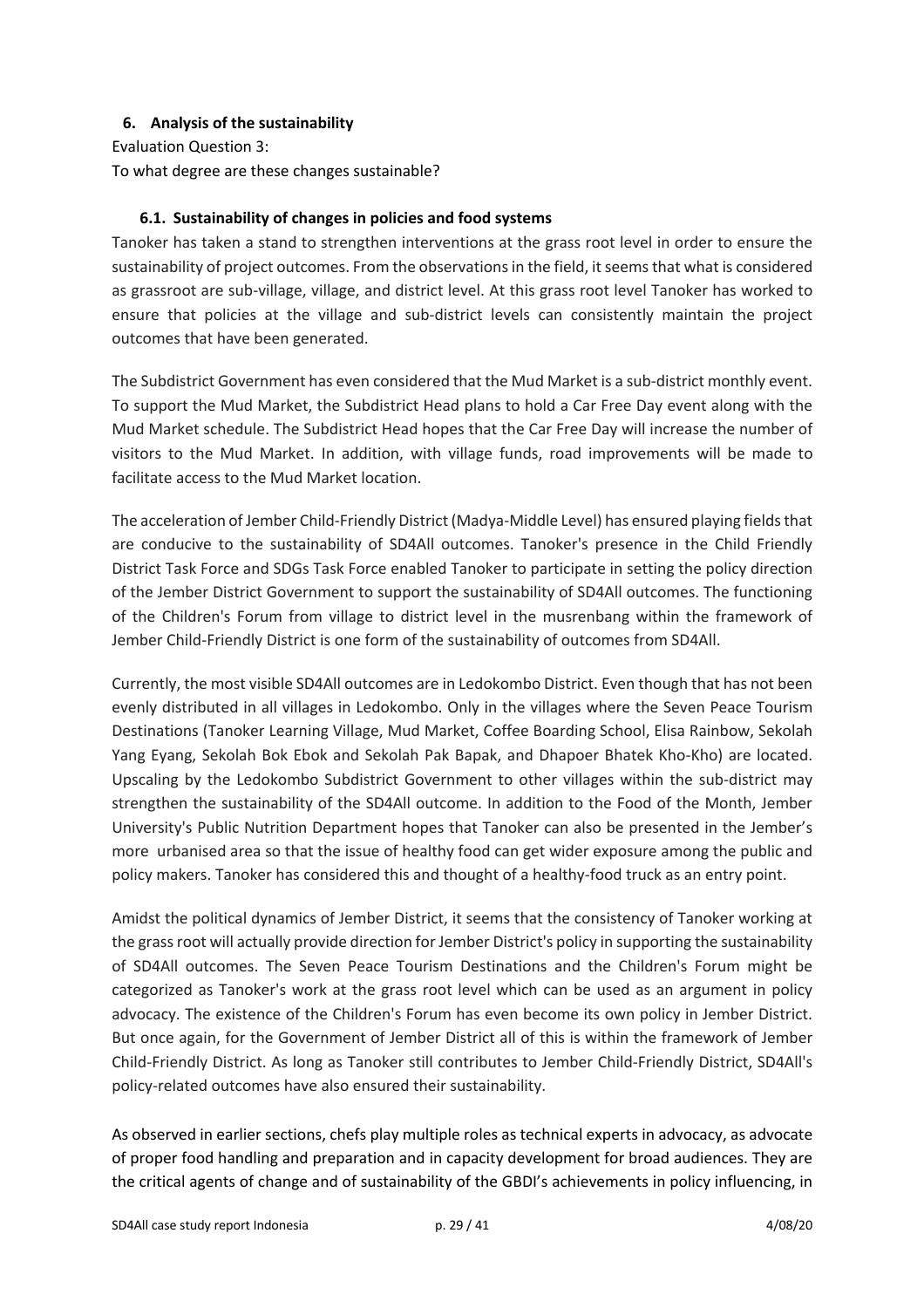## 6. Analysis of the sustainability

Evaluation Question 3:

To what degree are these changes sustainable?

### 6.1. Sustainability of changes in policies and food systems

Tanoker has taken a stand to strengthen interventions at the grass root level in order to ensure the sustainability of project outcomes. From the observations in the field, it seems that what is considered as grassroot are sub-village, village, and district level. At this grass root level Tanoker has worked to ensure that policies at the village and sub-district levels can consistently maintain the project outcomes that have been generated.

The Subdistrict Government has even considered that the Mud Market is a sub-district monthly event. To support the Mud Market, the Subdistrict Head plans to hold a Car Free Day event along with the Mud Market schedule. The Subdistrict Head hopes that the Car Free Day will increase the number of visitors to the Mud Market. In addition, with village funds, road improvements will be made to facilitate access to the Mud Market location.

The acceleration of Jember Child-Friendly District (Madya-Middle Level) has ensured playing fields that are conducive to the sustainability of SD4All outcomes. Tanoker's presence in the Child Friendly District Task Force and SDGs Task Force enabled Tanoker to participate in setting the policy direction of the Jember District Government to support the sustainability of SD4All outcomes. The functioning of the Children's Forum from village to district level in the musrenbang within the framework of Jember Child-Friendly District is one form of the sustainability of outcomes from SD4All.

Currently, the most visible SD4All outcomes are in Ledokombo District. Even though that has not been evenly distributed in all villages in Ledokombo. Only in the villages where the Seven Peace Tourism Destinations (Tanoker Learning Village, Mud Market, Coffee Boarding School, Elisa Rainbow, Sekolah Yang Eyang, Sekolah Bok Ebok and Sekolah Pak Bapak, and Dhapoer Bhatek Kho-Kho) are located. Upscaling by the Ledokombo Subdistrict Government to other villages within the sub-district may strengthen the sustainability of the SD4All outcome. In addition to the Food of the Month, Jember University's Public Nutrition Department hopes that Tanoker can also be presented in the Jember's more urbanised area so that the issue of healthy food can get wider exposure among the public and policy makers. Tanoker has considered this and thought of a healthy-food truck as an entry point.

Amidst the political dynamics of Jember District, it seems that the consistency of Tanoker working at the grass root will actually provide direction for Jember District's policy in supporting the sustainability of SD4All outcomes. The Seven Peace Tourism Destinations and the Children's Forum might be categorized as Tanoker's work at the grass root level which can be used as an argument in policy advocacy. The existence of the Children's Forum has even become its own policy in Jember District. But once again, for the Government of Jember District all of this is within the framework of Jember Child-Friendly District. As long as Tanoker still contributes to Jember Child-Friendly District, SD4All's policy-related outcomes have also ensured their sustainability.

As observed in earlier sections, chefs play multiple roles as technical experts in advocacy, as advocate of proper food handling and preparation and in capacity development for broad audiences. They are the critical agents of change and of sustainability of the GBDI's achievements in policy influencing, in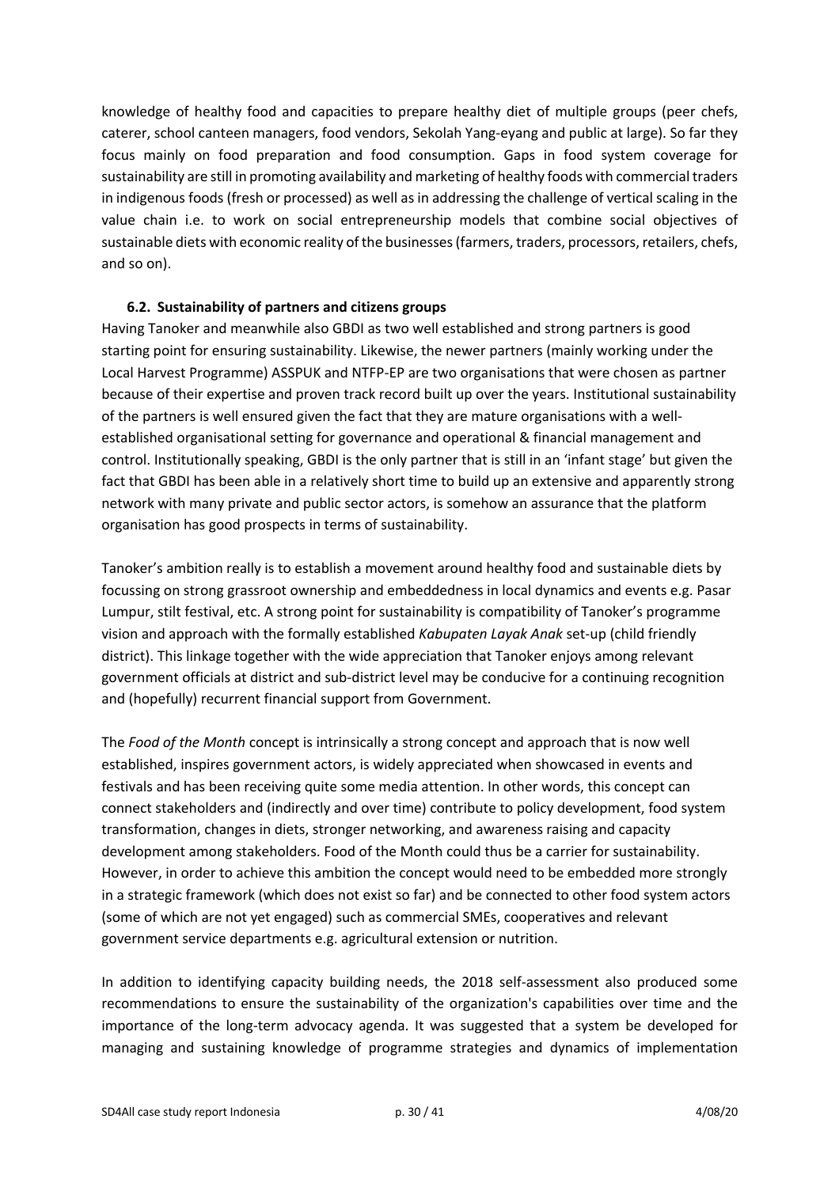knowledge of healthy food and capacities to prepare healthy diet of multiple groups (peer chefs, caterer, school canteen managers, food vendors, Sekolah Yang-eyang and public at large). So far they focus mainly on food preparation and food consumption. Gaps in food system coverage for sustainability are still in promoting availability and marketing of healthy foods with commercial traders in indigenous foods (fresh or processed) as well as in addressing the challenge of vertical scaling in the value chain i.e. to work on social entrepreneurship models that combine social objectives of sustainable diets with economic reality of the businesses (farmers, traders, processors, retailers, chefs, and so on).

### 6.2. Sustainability of partners and citizens groups

Having Tanoker and meanwhile also GBDI as two well established and strong partners is good starting point for ensuring sustainability. Likewise, the newer partners (mainly working under the Local Harvest Programme) ASSPUK and NTFP-EP are two organisations that were chosen as partner because of their expertise and proven track record built up over the years. Institutional sustainability of the partners is well ensured given the fact that they are mature organisations with a well-established organisational setting for governance and operational & financial management and control. Institutionally speaking, GBDI is the only partner that is still in an 'infant stage' but given the fact that GBDI has been able in a relatively short time to build up an extensive and apparently strong network with many private and public sector actors, is somehow an assurance that the platform organisation has good prospects in terms of sustainability.

Tanoker's ambition really is to establish a movement around healthy food and sustainable diets by focussing on strong grassroot ownership and embeddedness in local dynamics and events e.g. Pasar Lumpur, stilt festival, etc. A strong point for sustainability is compatibility of Tanoker's programme vision and approach with the formally established *Kabupaten Layak Anak* set-up (child friendly district). This linkage together with the wide appreciation that Tanoker enjoys among relevant government officials at district and sub-district level may be conducive for a continuing recognition and (hopefully) recurrent financial support from Government.

The *Food of the Month* concept is intrinsically a strong concept and approach that is now well established, inspires government actors, is widely appreciated when showcased in events and festivals and has been receiving quite some media attention. In other words, this concept can connect stakeholders and (indirectly and over time) contribute to policy development, food system transformation, changes in diets, stronger networking, and awareness raising and capacity development among stakeholders. Food of the Month could thus be a carrier for sustainability. However, in order to achieve this ambition the concept would need to be embedded more strongly in a strategic framework (which does not exist so far) and be connected to other food system actors (some of which are not yet engaged) such as commercial SMEs, cooperatives and relevant government service departments e.g. agricultural extension or nutrition.

In addition to identifying capacity building needs, the 2018 self-assessment also produced some recommendations to ensure the sustainability of the organization's capabilities over time and the importance of the long-term advocacy agenda. It was suggested that a system be developed for managing and sustaining knowledge of programme strategies and dynamics of implementation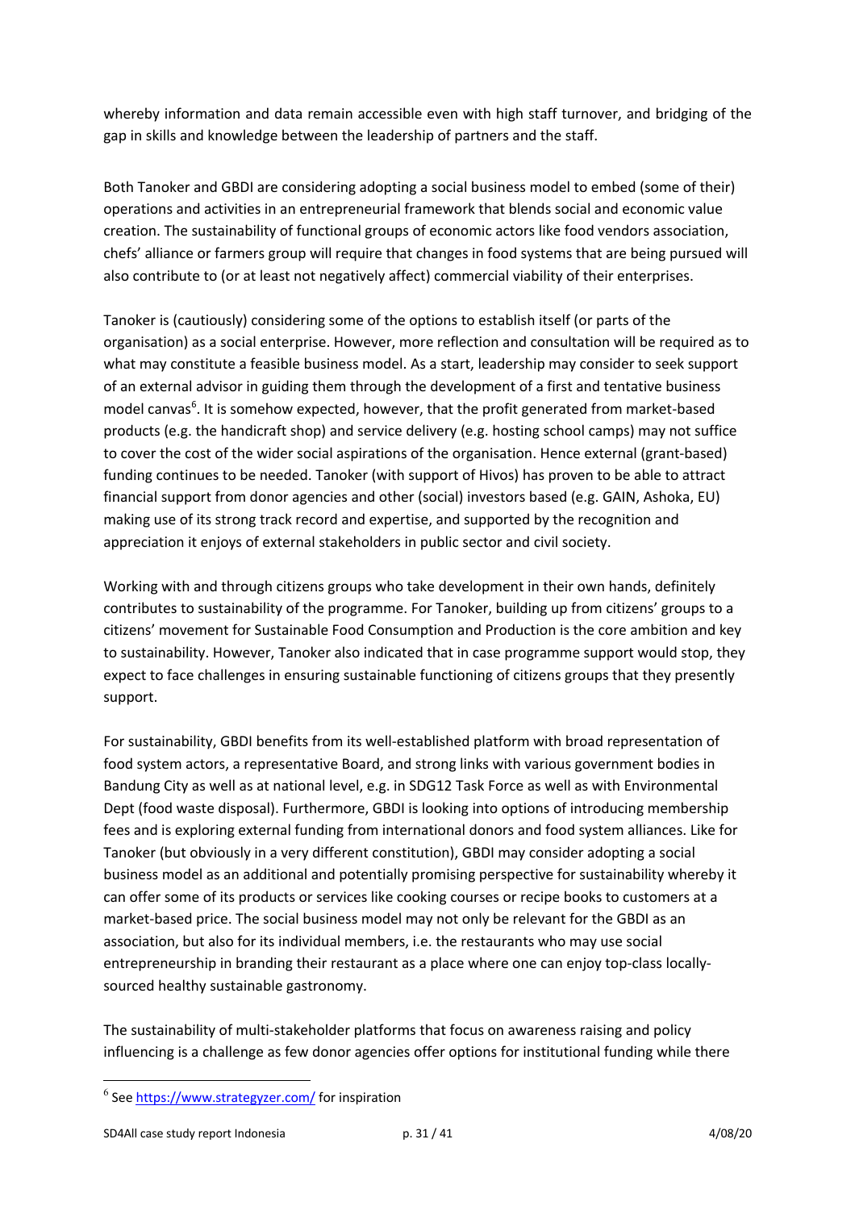whereby information and data remain accessible even with high staff turnover, and bridging of the gap in skills and knowledge between the leadership of partners and the staff.

Both Tanoker and GBDI are considering adopting a social business model to embed (some of their) operations and activities in an entrepreneurial framework that blends social and economic value creation. The sustainability of functional groups of economic actors like food vendors association, chefs' alliance or farmers group will require that changes in food systems that are being pursued will also contribute to (or at least not negatively affect) commercial viability of their enterprises.

Tanoker is (cautiously) considering some of the options to establish itself (or parts of the organisation) as a social enterprise. However, more reflection and consultation will be required as to what may constitute a feasible business model. As a start, leadership may consider to seek support of an external advisor in guiding them through the development of a first and tentative business model canvas[6]. It is somehow expected, however, that the profit generated from market-based products (e.g. the handicraft shop) and service delivery (e.g. hosting school camps) may not suffice to cover the cost of the wider social aspirations of the organisation. Hence external (grant-based) funding continues to be needed. Tanoker (with support of Hivos) has proven to be able to attract financial support from donor agencies and other (social) investors based (e.g. GAIN, Ashoka, EU) making use of its strong track record and expertise, and supported by the recognition and appreciation it enjoys of external stakeholders in public sector and civil society.

Working with and through citizens groups who take development in their own hands, definitely contributes to sustainability of the programme. For Tanoker, building up from citizens' groups to a citizens' movement for Sustainable Food Consumption and Production is the core ambition and key to sustainability. However, Tanoker also indicated that in case programme support would stop, they expect to face challenges in ensuring sustainable functioning of citizens groups that they presently support.

For sustainability, GBDI benefits from its well-established platform with broad representation of food system actors, a representative Board, and strong links with various government bodies in Bandung City as well as at national level, e.g. in SDG12 Task Force as well as with Environmental Dept (food waste disposal). Furthermore, GBDI is looking into options of introducing membership fees and is exploring external funding from international donors and food system alliances. Like for Tanoker (but obviously in a very different constitution), GBDI may consider adopting a social business model as an additional and potentially promising perspective for sustainability whereby it can offer some of its products or services like cooking courses or recipe books to customers at a market-based price. The social business model may not only be relevant for the GBDI as an association, but also for its individual members, i.e. the restaurants who may use social entrepreneurship in branding their restaurant as a place where one can enjoy top-class locally-sourced healthy sustainable gastronomy.

The sustainability of multi-stakeholder platforms that focus on awareness raising and policy influencing is a challenge as few donor agencies offer options for institutional funding while there

---

[6] See https://www.strategyzer.com/ for inspiration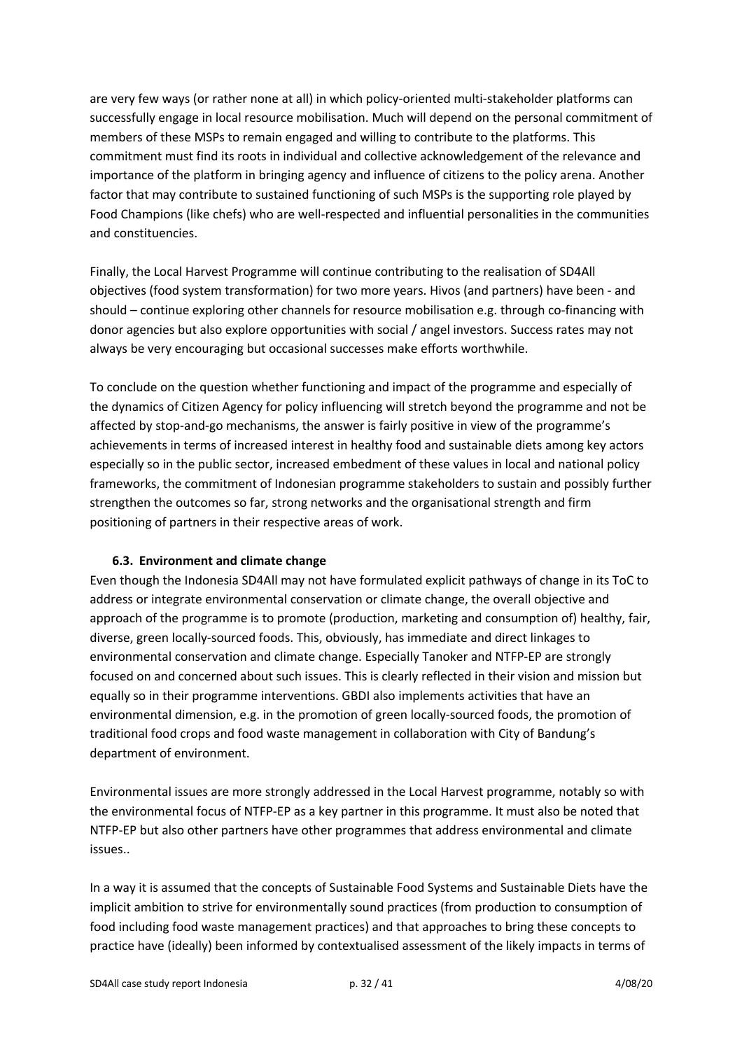are very few ways (or rather none at all) in which policy-oriented multi-stakeholder platforms can successfully engage in local resource mobilisation. Much will depend on the personal commitment of members of these MSPs to remain engaged and willing to contribute to the platforms. This commitment must find its roots in individual and collective acknowledgement of the relevance and importance of the platform in bringing agency and influence of citizens to the policy arena. Another factor that may contribute to sustained functioning of such MSPs is the supporting role played by Food Champions (like chefs) who are well-respected and influential personalities in the communities and constituencies.

Finally, the Local Harvest Programme will continue contributing to the realisation of SD4All objectives (food system transformation) for two more years. Hivos (and partners) have been - and should – continue exploring other channels for resource mobilisation e.g. through co-financing with donor agencies but also explore opportunities with social / angel investors. Success rates may not always be very encouraging but occasional successes make efforts worthwhile.

To conclude on the question whether functioning and impact of the programme and especially of the dynamics of Citizen Agency for policy influencing will stretch beyond the programme and not be affected by stop-and-go mechanisms, the answer is fairly positive in view of the programme's achievements in terms of increased interest in healthy food and sustainable diets among key actors especially so in the public sector, increased embedment of these values in local and national policy frameworks, the commitment of Indonesian programme stakeholders to sustain and possibly further strengthen the outcomes so far, strong networks and the organisational strength and firm positioning of partners in their respective areas of work.

### 6.3. Environment and climate change

Even though the Indonesia SD4All may not have formulated explicit pathways of change in its ToC to address or integrate environmental conservation or climate change, the overall objective and approach of the programme is to promote (production, marketing and consumption of) healthy, fair, diverse, green locally-sourced foods. This, obviously, has immediate and direct linkages to environmental conservation and climate change. Especially Tanoker and NTFP-EP are strongly focused on and concerned about such issues. This is clearly reflected in their vision and mission but equally so in their programme interventions. GBDI also implements activities that have an environmental dimension, e.g. in the promotion of green locally-sourced foods, the promotion of traditional food crops and food waste management in collaboration with City of Bandung's department of environment.

Environmental issues are more strongly addressed in the Local Harvest programme, notably so with the environmental focus of NTFP-EP as a key partner in this programme. It must also be noted that NTFP-EP but also other partners have other programmes that address environmental and climate issues..

In a way it is assumed that the concepts of Sustainable Food Systems and Sustainable Diets have the implicit ambition to strive for environmentally sound practices (from production to consumption of food including food waste management practices) and that approaches to bring these concepts to practice have (ideally) been informed by contextualised assessment of the likely impacts in terms of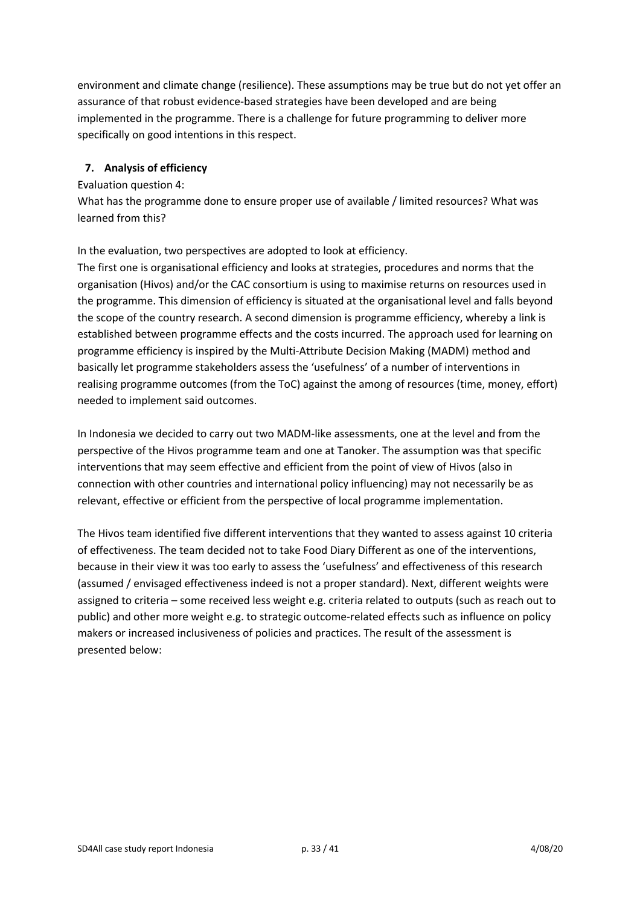environment and climate change (resilience). These assumptions may be true but do not yet offer an assurance of that robust evidence-based strategies have been developed and are being implemented in the programme. There is a challenge for future programming to deliver more specifically on good intentions in this respect.

## 7. Analysis of efficiency

Evaluation question 4:
What has the programme done to ensure proper use of available / limited resources? What was learned from this?

In the evaluation, two perspectives are adopted to look at efficiency.
The first one is organisational efficiency and looks at strategies, procedures and norms that the organisation (Hivos) and/or the CAC consortium is using to maximise returns on resources used in the programme. This dimension of efficiency is situated at the organisational level and falls beyond the scope of the country research. A second dimension is programme efficiency, whereby a link is established between programme effects and the costs incurred. The approach used for learning on programme efficiency is inspired by the Multi-Attribute Decision Making (MADM) method and basically let programme stakeholders assess the 'usefulness' of a number of interventions in realising programme outcomes (from the ToC) against the among of resources (time, money, effort) needed to implement said outcomes.

In Indonesia we decided to carry out two MADM-like assessments, one at the level and from the perspective of the Hivos programme team and one at Tanoker. The assumption was that specific interventions that may seem effective and efficient from the point of view of Hivos (also in connection with other countries and international policy influencing) may not necessarily be as relevant, effective or efficient from the perspective of local programme implementation.

The Hivos team identified five different interventions that they wanted to assess against 10 criteria of effectiveness. The team decided not to take Food Diary Different as one of the interventions, because in their view it was too early to assess the 'usefulness' and effectiveness of this research (assumed / envisaged effectiveness indeed is not a proper standard). Next, different weights were assigned to criteria – some received less weight e.g. criteria related to outputs (such as reach out to public) and other more weight e.g. to strategic outcome-related effects such as influence on policy makers or increased inclusiveness of policies and practices. The result of the assessment is presented below: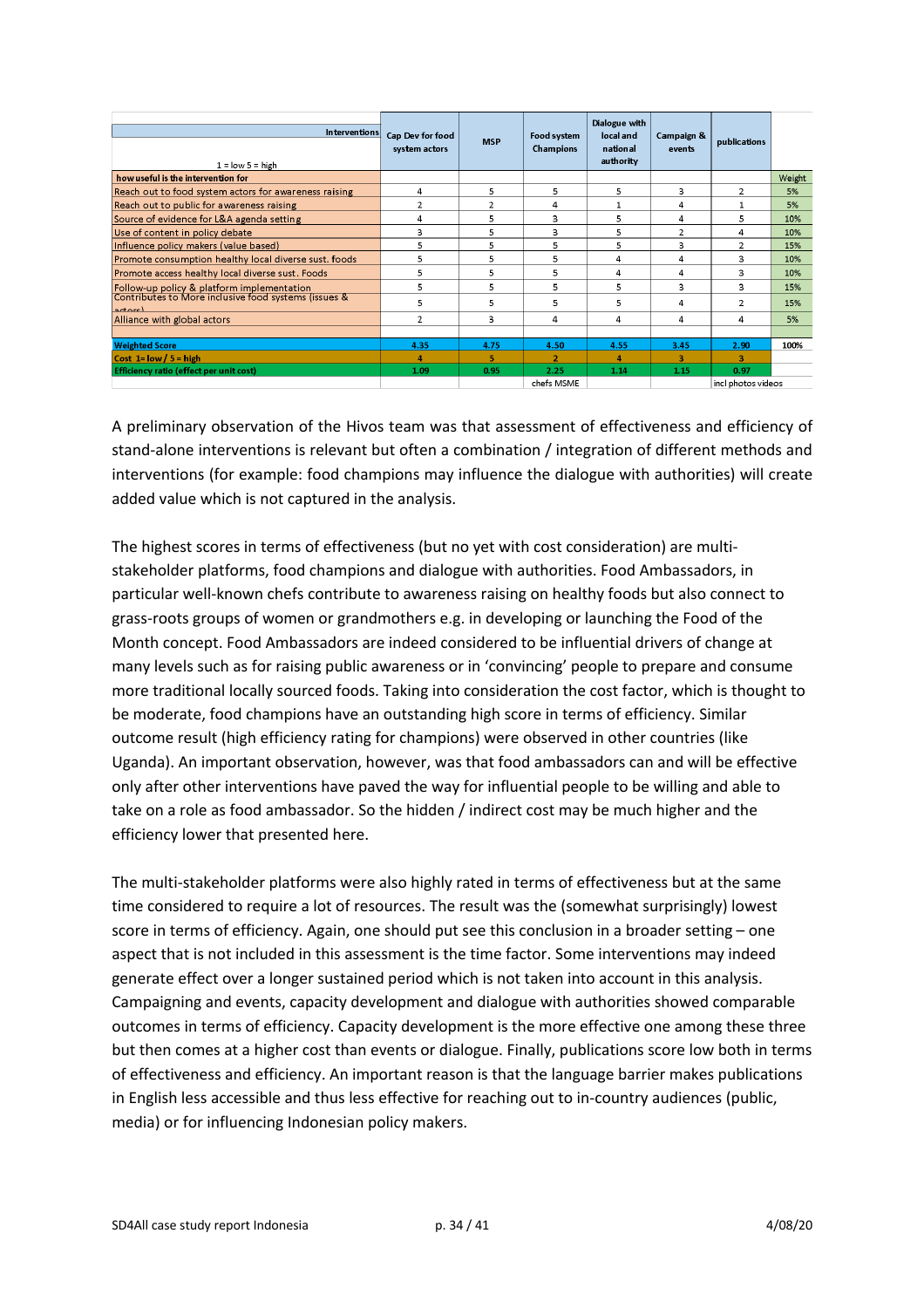| Interventions<br>1 = low 5 = high | Cap Dev for food system actors | MSP | Food system Champions | Dialogue with local and national authority | Campaign & events | publications | |
|---|---|---|---|---|---|---|---|
| **how useful is the intervention for** | | | | | | | Weight |
| Reach out to food system actors for awareness raising | 4 | 5 | 5 | 5 | 3 | 2 | 5% |
| Reach out to public for awareness raising | 2 | 2 | 4 | 1 | 4 | 1 | 5% |
| Source of evidence for L&A agenda setting | 4 | 5 | 3 | 5 | 4 | 5 | 10% |
| Use of content in policy debate | 3 | 5 | 3 | 5 | 2 | 4 | 10% |
| Influence policy makers (value based) | 5 | 5 | 5 | 5 | 3 | 2 | 15% |
| Promote consumption healthy local diverse sust. foods | 5 | 5 | 5 | 4 | 4 | 3 | 10% |
| Promote access healthy local diverse sust. Foods | 5 | 5 | 5 | 4 | 4 | 3 | 10% |
| Follow-up policy & platform implementation | 5 | 5 | 5 | 5 | 3 | 3 | 15% |
| Contributes to More inclusive food systems (issues & actors) | 5 | 5 | 5 | 5 | 4 | 2 | 15% |
| Alliance with global actors | 2 | 3 | 4 | 4 | 4 | 4 | 5% |
| **Weighted Score** | 4.35 | 4.75 | 4.50 | 4.55 | 3.45 | 2.90 | 100% |
| **Cost 1= low / 5 = high** | 4 | 5 | 2 | 4 | 3 | 3 | |
| **Efficiency ratio (effect per unit cost)** | 1.09 | 0.95 | 2.25 | 1.14 | 1.15 | 0.97 | |
| | | | chefs MSME | | | incl photos videos | |

A preliminary observation of the Hivos team was that assessment of effectiveness and efficiency of stand-alone interventions is relevant but often a combination / integration of different methods and interventions (for example: food champions may influence the dialogue with authorities) will create added value which is not captured in the analysis.

The highest scores in terms of effectiveness (but no yet with cost consideration) are multi-stakeholder platforms, food champions and dialogue with authorities. Food Ambassadors, in particular well-known chefs contribute to awareness raising on healthy foods but also connect to grass-roots groups of women or grandmothers e.g. in developing or launching the Food of the Month concept. Food Ambassadors are indeed considered to be influential drivers of change at many levels such as for raising public awareness or in 'convincing' people to prepare and consume more traditional locally sourced foods. Taking into consideration the cost factor, which is thought to be moderate, food champions have an outstanding high score in terms of efficiency. Similar outcome result (high efficiency rating for champions) were observed in other countries (like Uganda). An important observation, however, was that food ambassadors can and will be effective only after other interventions have paved the way for influential people to be willing and able to take on a role as food ambassador. So the hidden / indirect cost may be much higher and the efficiency lower that presented here.

The multi-stakeholder platforms were also highly rated in terms of effectiveness but at the same time considered to require a lot of resources. The result was the (somewhat surprisingly) lowest score in terms of efficiency. Again, one should put see this conclusion in a broader setting – one aspect that is not included in this assessment is the time factor. Some interventions may indeed generate effect over a longer sustained period which is not taken into account in this analysis. Campaigning and events, capacity development and dialogue with authorities showed comparable outcomes in terms of efficiency. Capacity development is the more effective one among these three but then comes at a higher cost than events or dialogue. Finally, publications score low both in terms of effectiveness and efficiency. An important reason is that the language barrier makes publications in English less accessible and thus less effective for reaching out to in-country audiences (public, media) or for influencing Indonesian policy makers.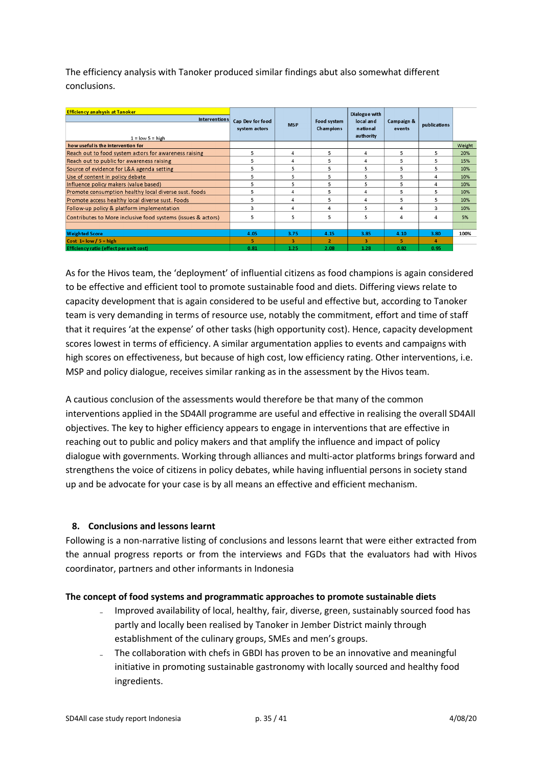The efficiency analysis with Tanoker produced similar findings abut also somewhat different conclusions.

| Efficiency analsysis at Tanoker<br>Interventions<br>1 = low 5 = high | Cap Dev for food system actors | MSP | Food system Champions | Dialogue with local and national authority | Campaign & events | publications | |
|---|---|---|---|---|---|---|---|
| **how useful is the intervention for** | | | | | | | Weight |
| Reach out to food system actors for awareness raising | 5 | 4 | 5 | 4 | 5 | 5 | 20% |
| Reach out to public for awareness raising | 5 | 4 | 5 | 4 | 5 | 5 | 15% |
| Source of evidence for L&A agenda setting | 5 | 5 | 5 | 5 | 5 | 5 | 10% |
| Use of content in policy debate | 5 | 5 | 5 | 5 | 5 | 4 | 10% |
| Influence policy makers (value based) | 5 | 5 | 5 | 5 | 5 | 4 | 10% |
| Promote consumption healthy local diverse sust. foods | 5 | 4 | 5 | 4 | 5 | 5 | 10% |
| Promote access healthy local diverse sust. Foods | 5 | 4 | 5 | 4 | 5 | 5 | 10% |
| Follow-up policy & platform implementation | 3 | 4 | 4 | 5 | 4 | 3 | 10% |
| Contributes to More inclusive food systems (issues & actors) | 5 | 5 | 5 | 5 | 4 | 4 | 5% |
| | | | | | | | |
| **Weighted Score** | 4.05 | 3.75 | 4.15 | 3.85 | 4.10 | 3.80 | 100% |
| **Cost 1= low / 5 = high** | 5 | 3 | 2 | 3 | 5 | 4 | |
| **Efficiency ratio (effect per unit cost)** | 0.81 | 1.25 | 2.08 | 1.28 | 0.82 | 0.95 | |

As for the Hivos team, the 'deployment' of influential citizens as food champions is again considered to be effective and efficient tool to promote sustainable food and diets. Differing views relate to capacity development that is again considered to be useful and effective but, according to Tanoker team is very demanding in terms of resource use, notably the commitment, effort and time of staff that it requires 'at the expense' of other tasks (high opportunity cost). Hence, capacity development scores lowest in terms of efficiency. A similar argumentation applies to events and campaigns with high scores on effectiveness, but because of high cost, low efficiency rating. Other interventions, i.e. MSP and policy dialogue, receives similar ranking as in the assessment by the Hivos team.

A cautious conclusion of the assessments would therefore be that many of the common interventions applied in the SD4All programme are useful and effective in realising the overall SD4All objectives. The key to higher efficiency appears to engage in interventions that are effective in reaching out to public and policy makers and that amplify the influence and impact of policy dialogue with governments. Working through alliances and multi-actor platforms brings forward and strengthens the voice of citizens in policy debates, while having influential persons in society stand up and be advocate for your case is by all means an effective and efficient mechanism.

## 8. Conclusions and lessons learnt

Following is a non-narrative listing of conclusions and lessons learnt that were either extracted from the annual progress reports or from the interviews and FGDs that the evaluators had with Hivos coordinator, partners and other informants in Indonesia

**The concept of food systems and programmatic approaches to promote sustainable diets**

- Improved availability of local, healthy, fair, diverse, green, sustainably sourced food has partly and locally been realised by Tanoker in Jember District mainly through establishment of the culinary groups, SMEs and men's groups.
- The collaboration with chefs in GBDI has proven to be an innovative and meaningful initiative in promoting sustainable gastronomy with locally sourced and healthy food ingredients.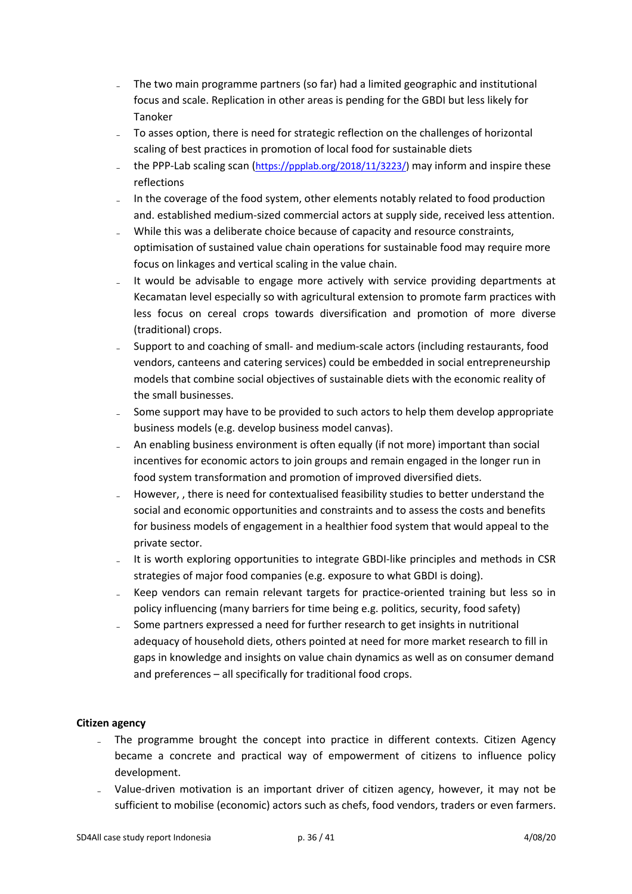- The two main programme partners (so far) had a limited geographic and institutional focus and scale. Replication in other areas is pending for the GBDI but less likely for Tanoker
- To asses option, there is need for strategic reflection on the challenges of horizontal scaling of best practices in promotion of local food for sustainable diets
- the PPP-Lab scaling scan (https://ppplab.org/2018/11/3223/) may inform and inspire these reflections
- In the coverage of the food system, other elements notably related to food production and. established medium-sized commercial actors at supply side, received less attention.
- While this was a deliberate choice because of capacity and resource constraints, optimisation of sustained value chain operations for sustainable food may require more focus on linkages and vertical scaling in the value chain.
- It would be advisable to engage more actively with service providing departments at Kecamatan level especially so with agricultural extension to promote farm practices with less focus on cereal crops towards diversification and promotion of more diverse (traditional) crops.
- Support to and coaching of small- and medium-scale actors (including restaurants, food vendors, canteens and catering services) could be embedded in social entrepreneurship models that combine social objectives of sustainable diets with the economic reality of the small businesses.
- Some support may have to be provided to such actors to help them develop appropriate business models (e.g. develop business model canvas).
- An enabling business environment is often equally (if not more) important than social incentives for economic actors to join groups and remain engaged in the longer run in food system transformation and promotion of improved diversified diets.
- However, , there is need for contextualised feasibility studies to better understand the social and economic opportunities and constraints and to assess the costs and benefits for business models of engagement in a healthier food system that would appeal to the private sector.
- It is worth exploring opportunities to integrate GBDI-like principles and methods in CSR strategies of major food companies (e.g. exposure to what GBDI is doing).
- Keep vendors can remain relevant targets for practice-oriented training but less so in policy influencing (many barriers for time being e.g. politics, security, food safety)
- Some partners expressed a need for further research to get insights in nutritional adequacy of household diets, others pointed at need for more market research to fill in gaps in knowledge and insights on value chain dynamics as well as on consumer demand and preferences – all specifically for traditional food crops.

**Citizen agency**

- The programme brought the concept into practice in different contexts. Citizen Agency became a concrete and practical way of empowerment of citizens to influence policy development.
- Value-driven motivation is an important driver of citizen agency, however, it may not be sufficient to mobilise (economic) actors such as chefs, food vendors, traders or even farmers.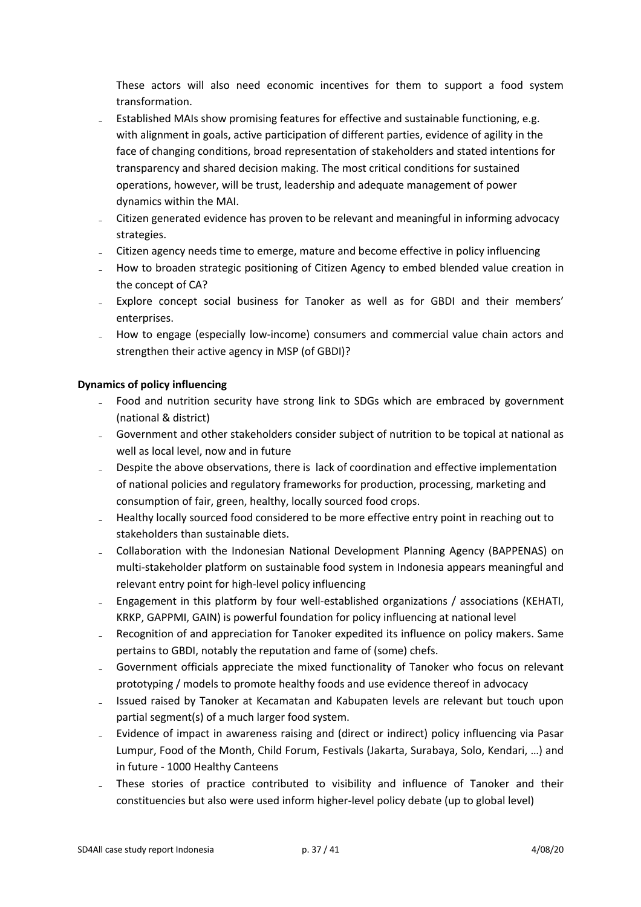These actors will also need economic incentives for them to support a food system transformation.

- Established MAIs show promising features for effective and sustainable functioning, e.g. with alignment in goals, active participation of different parties, evidence of agility in the face of changing conditions, broad representation of stakeholders and stated intentions for transparency and shared decision making. The most critical conditions for sustained operations, however, will be trust, leadership and adequate management of power dynamics within the MAI.
- Citizen generated evidence has proven to be relevant and meaningful in informing advocacy strategies.
- Citizen agency needs time to emerge, mature and become effective in policy influencing
- How to broaden strategic positioning of Citizen Agency to embed blended value creation in the concept of CA?
- Explore concept social business for Tanoker as well as for GBDI and their members' enterprises.
- How to engage (especially low-income) consumers and commercial value chain actors and strengthen their active agency in MSP (of GBDI)?

**Dynamics of policy influencing**

- Food and nutrition security have strong link to SDGs which are embraced by government (national & district)
- Government and other stakeholders consider subject of nutrition to be topical at national as well as local level, now and in future
- Despite the above observations, there is lack of coordination and effective implementation of national policies and regulatory frameworks for production, processing, marketing and consumption of fair, green, healthy, locally sourced food crops.
- Healthy locally sourced food considered to be more effective entry point in reaching out to stakeholders than sustainable diets.
- Collaboration with the Indonesian National Development Planning Agency (BAPPENAS) on multi-stakeholder platform on sustainable food system in Indonesia appears meaningful and relevant entry point for high-level policy influencing
- Engagement in this platform by four well-established organizations / associations (KEHATI, KRKP, GAPPMI, GAIN) is powerful foundation for policy influencing at national level
- Recognition of and appreciation for Tanoker expedited its influence on policy makers. Same pertains to GBDI, notably the reputation and fame of (some) chefs.
- Government officials appreciate the mixed functionality of Tanoker who focus on relevant prototyping / models to promote healthy foods and use evidence thereof in advocacy
- Issued raised by Tanoker at Kecamatan and Kabupaten levels are relevant but touch upon partial segment(s) of a much larger food system.
- Evidence of impact in awareness raising and (direct or indirect) policy influencing via Pasar Lumpur, Food of the Month, Child Forum, Festivals (Jakarta, Surabaya, Solo, Kendari, …) and in future - 1000 Healthy Canteens
- These stories of practice contributed to visibility and influence of Tanoker and their constituencies but also were used inform higher-level policy debate (up to global level)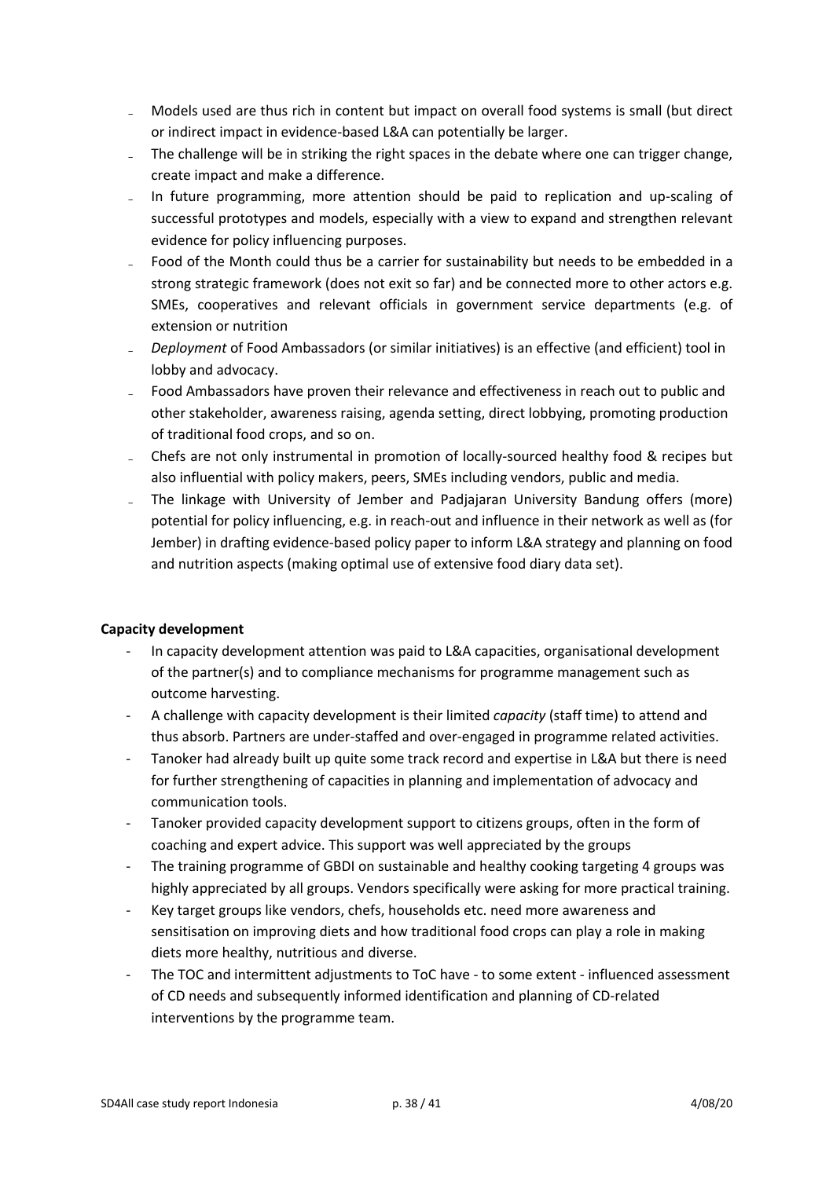- Models used are thus rich in content but impact on overall food systems is small (but direct or indirect impact in evidence-based L&A can potentially be larger.
- The challenge will be in striking the right spaces in the debate where one can trigger change, create impact and make a difference.
- In future programming, more attention should be paid to replication and up-scaling of successful prototypes and models, especially with a view to expand and strengthen relevant evidence for policy influencing purposes.
- Food of the Month could thus be a carrier for sustainability but needs to be embedded in a strong strategic framework (does not exit so far) and be connected more to other actors e.g. SMEs, cooperatives and relevant officials in government service departments (e.g. of extension or nutrition
- *Deployment* of Food Ambassadors (or similar initiatives) is an effective (and efficient) tool in lobby and advocacy.
- Food Ambassadors have proven their relevance and effectiveness in reach out to public and other stakeholder, awareness raising, agenda setting, direct lobbying, promoting production of traditional food crops, and so on.
- Chefs are not only instrumental in promotion of locally-sourced healthy food & recipes but also influential with policy makers, peers, SMEs including vendors, public and media.
- The linkage with University of Jember and Padjajaran University Bandung offers (more) potential for policy influencing, e.g. in reach-out and influence in their network as well as (for Jember) in drafting evidence-based policy paper to inform L&A strategy and planning on food and nutrition aspects (making optimal use of extensive food diary data set).

**Capacity development**

- In capacity development attention was paid to L&A capacities, organisational development of the partner(s) and to compliance mechanisms for programme management such as outcome harvesting.
- A challenge with capacity development is their limited *capacity* (staff time) to attend and thus absorb. Partners are under-staffed and over-engaged in programme related activities.
- Tanoker had already built up quite some track record and expertise in L&A but there is need for further strengthening of capacities in planning and implementation of advocacy and communication tools.
- Tanoker provided capacity development support to citizens groups, often in the form of coaching and expert advice. This support was well appreciated by the groups
- The training programme of GBDI on sustainable and healthy cooking targeting 4 groups was highly appreciated by all groups. Vendors specifically were asking for more practical training.
- Key target groups like vendors, chefs, households etc. need more awareness and sensitisation on improving diets and how traditional food crops can play a role in making diets more healthy, nutritious and diverse.
- The TOC and intermittent adjustments to ToC have - to some extent - influenced assessment of CD needs and subsequently informed identification and planning of CD-related interventions by the programme team.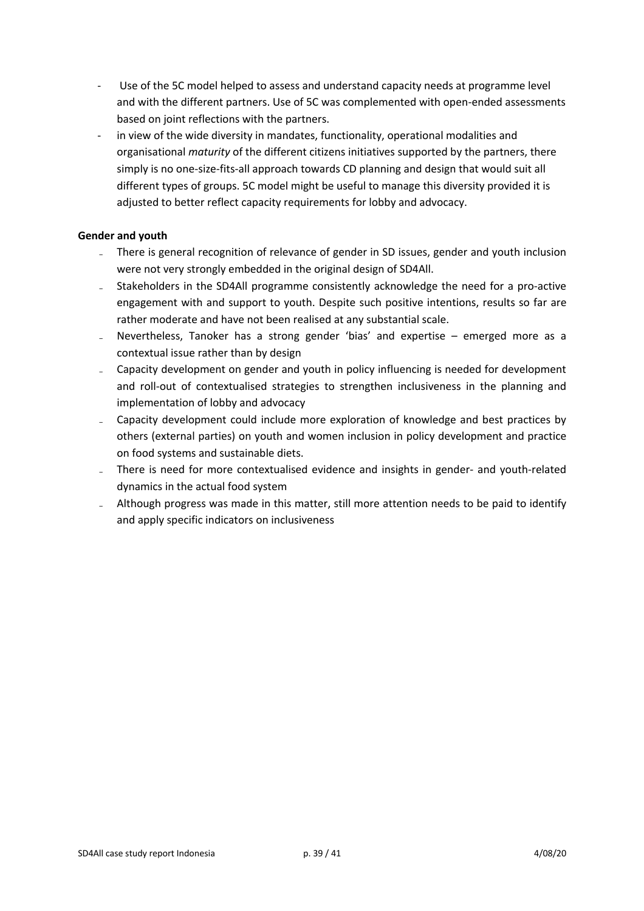- Use of the 5C model helped to assess and understand capacity needs at programme level and with the different partners. Use of 5C was complemented with open-ended assessments based on joint reflections with the partners.
- in view of the wide diversity in mandates, functionality, operational modalities and organisational *maturity* of the different citizens initiatives supported by the partners, there simply is no one-size-fits-all approach towards CD planning and design that would suit all different types of groups. 5C model might be useful to manage this diversity provided it is adjusted to better reflect capacity requirements for lobby and advocacy.

**Gender and youth**

- There is general recognition of relevance of gender in SD issues, gender and youth inclusion were not very strongly embedded in the original design of SD4All.
- Stakeholders in the SD4All programme consistently acknowledge the need for a pro-active engagement with and support to youth. Despite such positive intentions, results so far are rather moderate and have not been realised at any substantial scale.
- Nevertheless, Tanoker has a strong gender 'bias' and expertise – emerged more as a contextual issue rather than by design
- Capacity development on gender and youth in policy influencing is needed for development and roll-out of contextualised strategies to strengthen inclusiveness in the planning and implementation of lobby and advocacy
- Capacity development could include more exploration of knowledge and best practices by others (external parties) on youth and women inclusion in policy development and practice on food systems and sustainable diets.
- There is need for more contextualised evidence and insights in gender- and youth-related dynamics in the actual food system
- Although progress was made in this matter, still more attention needs to be paid to identify and apply specific indicators on inclusiveness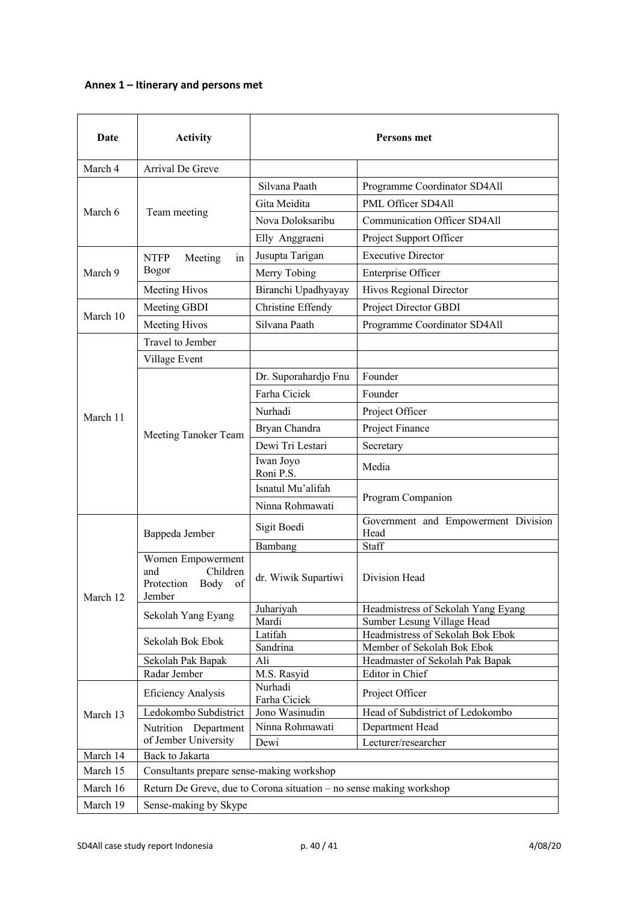### Annex 1 – Itinerary and persons met

| Date | Activity | Persons met | |
|---|---|---|---|
| March 4 | Arrival De Greve | | |
| March 6 | Team meeting | Silvana Paath | Programme Coordinator SD4All |
| | | Gita Meidita | PML Officer SD4All |
| | | Nova Doloksaribu | Communication Officer SD4All |
| | | Elly Anggraeni | Project Support Officer |
| March 9 | NTFP Meeting in Bogor | Jusupta Tarigan | Executive Director |
| | | Merry Tobing | Enterprise Officer |
| | Meeting Hivos | Biranchi Upadhyayay | Hivos Regional Director |
| March 10 | Meeting GBDI | Christine Effendy | Project Director GBDI |
| | Meeting Hivos | Silvana Paath | Programme Coordinator SD4All |
| March 11 | Travel to Jember | | |
| | Village Event | | |
| | Meeting Tanoker Team | Dr. Suporahardjo Fnu | Founder |
| | | Farha Ciciek | Founder |
| | | Nurhadi | Project Officer |
| | | Bryan Chandra | Project Finance |
| | | Dewi Tri Lestari | Secretary |
| | | Iwan Joyo<br>Roni P.S. | Media |
| | | Isnatul Mu'alifah | Program Companion |
| | | Ninna Rohmawati | |
| March 12 | Bappeda Jember | Sigit Boedi | Government and Empowerment Division Head |
| | | Bambang | Staff |
| | Women Empowerment and Children Protection Body of Jember | dr. Wiwik Supartiwi | Division Head |
| | Sekolah Yang Eyang | Juhariyah | Headmistress of Sekolah Yang Eyang |
| | | Mardi | Sumber Lesung Village Head |
| | Sekolah Bok Ebok | Latifah | Headmistress of Sekolah Bok Ebok |
| | | Sandrina | Member of Sekolah Bok Ebok |
| | Sekolah Pak Bapak | Ali | Headmaster of Sekolah Pak Bapak |
| | Radar Jember | M.S. Rasyid | Editor in Chief |
| March 13 | Eficiency Analysis | Nurhadi<br>Farha Ciciek | Project Officer |
| | Ledokombo Subdistrict | Jono Wasinudin | Head of Subdistrict of Ledokombo |
| | Nutrition Department of Jember University | Ninna Rohmawati | Department Head |
| | | Dewi | Lecturer/researcher |
| March 14 | Back to Jakarta | | |
| March 15 | Consultants prepare sense-making workshop | | |
| March 16 | Return De Greve, due to Corona situation – no sense making workshop | | |
| March 19 | Sense-making by Skype | | |